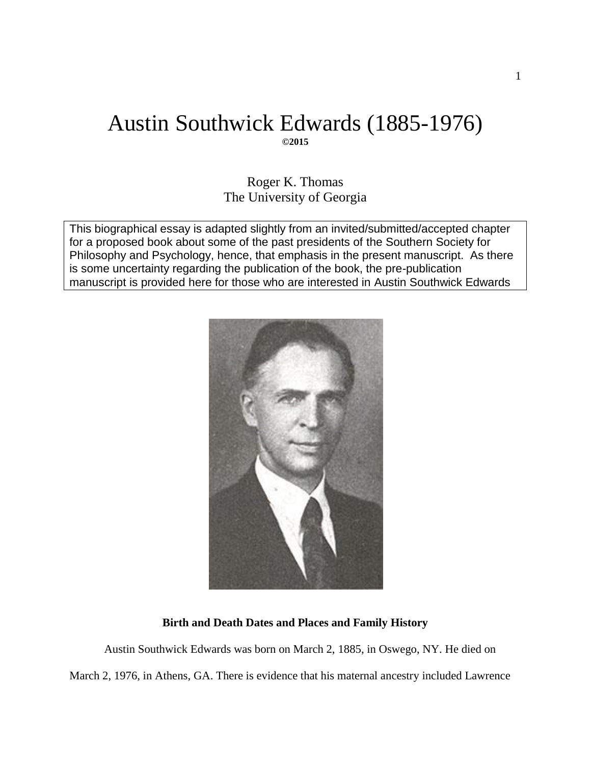# Austin Southwick Edwards (1885-1976)

**©2015**

Roger K. Thomas
The University of Georgia

This biographical essay is adapted slightly from an invited/submitted/accepted chapter for a proposed book about some of the past presidents of the Southern Society for Philosophy and Psychology, hence, that emphasis in the present manuscript. As there is some uncertainty regarding the publication of the book, the pre-publication manuscript is provided here for those who are interested in Austin Southwick Edwards

## Birth and Death Dates and Places and Family History

Austin Southwick Edwards was born on March 2, 1885, in Oswego, NY. He died on March 2, 1976, in Athens, GA. There is evidence that his maternal ancestry included Lawrence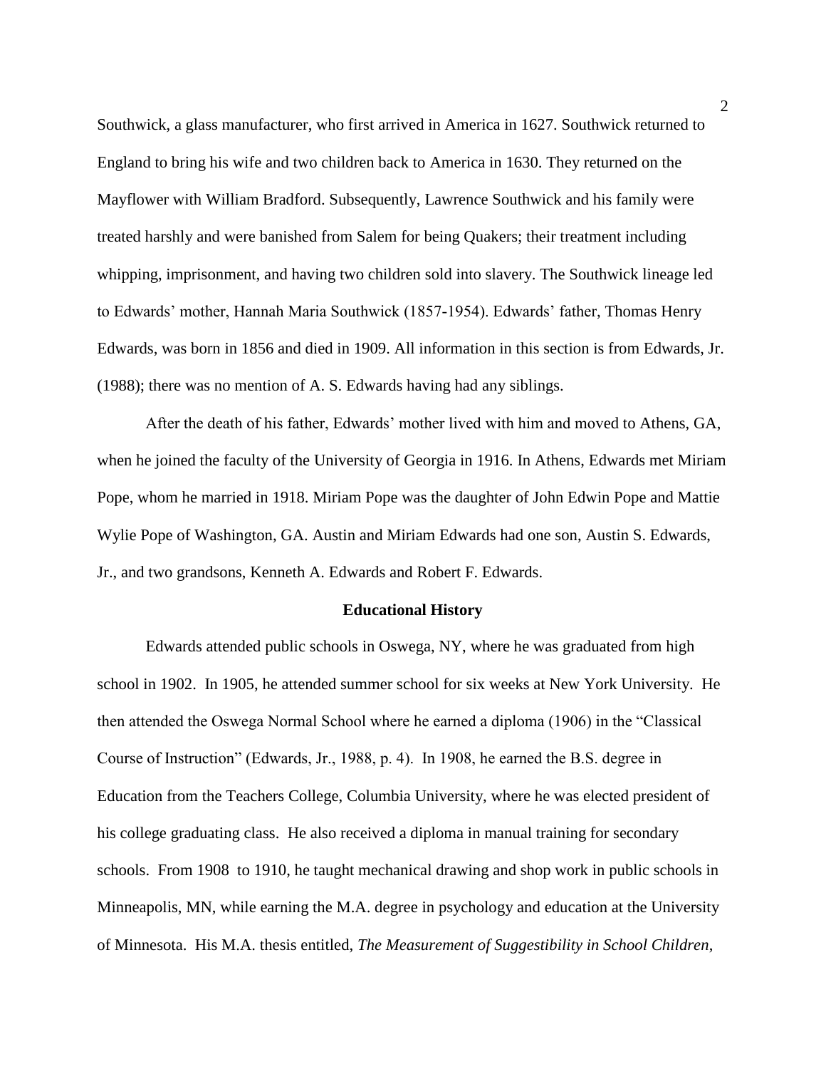Southwick, a glass manufacturer, who first arrived in America in 1627. Southwick returned to England to bring his wife and two children back to America in 1630. They returned on the Mayflower with William Bradford. Subsequently, Lawrence Southwick and his family were treated harshly and were banished from Salem for being Quakers; their treatment including whipping, imprisonment, and having two children sold into slavery. The Southwick lineage led to Edwards' mother, Hannah Maria Southwick (1857-1954). Edwards' father, Thomas Henry Edwards, was born in 1856 and died in 1909. All information in this section is from Edwards, Jr. (1988); there was no mention of A. S. Edwards having had any siblings.

After the death of his father, Edwards' mother lived with him and moved to Athens, GA, when he joined the faculty of the University of Georgia in 1916. In Athens, Edwards met Miriam Pope, whom he married in 1918. Miriam Pope was the daughter of John Edwin Pope and Mattie Wylie Pope of Washington, GA. Austin and Miriam Edwards had one son, Austin S. Edwards, Jr., and two grandsons, Kenneth A. Edwards and Robert F. Edwards.

## Educational History

Edwards attended public schools in Oswega, NY, where he was graduated from high school in 1902. In 1905, he attended summer school for six weeks at New York University. He then attended the Oswega Normal School where he earned a diploma (1906) in the "Classical Course of Instruction" (Edwards, Jr., 1988, p. 4). In 1908, he earned the B.S. degree in Education from the Teachers College, Columbia University, where he was elected president of his college graduating class. He also received a diploma in manual training for secondary schools. From 1908 to 1910, he taught mechanical drawing and shop work in public schools in Minneapolis, MN, while earning the M.A. degree in psychology and education at the University of Minnesota. His M.A. thesis entitled, *The Measurement of Suggestibility in School Children*,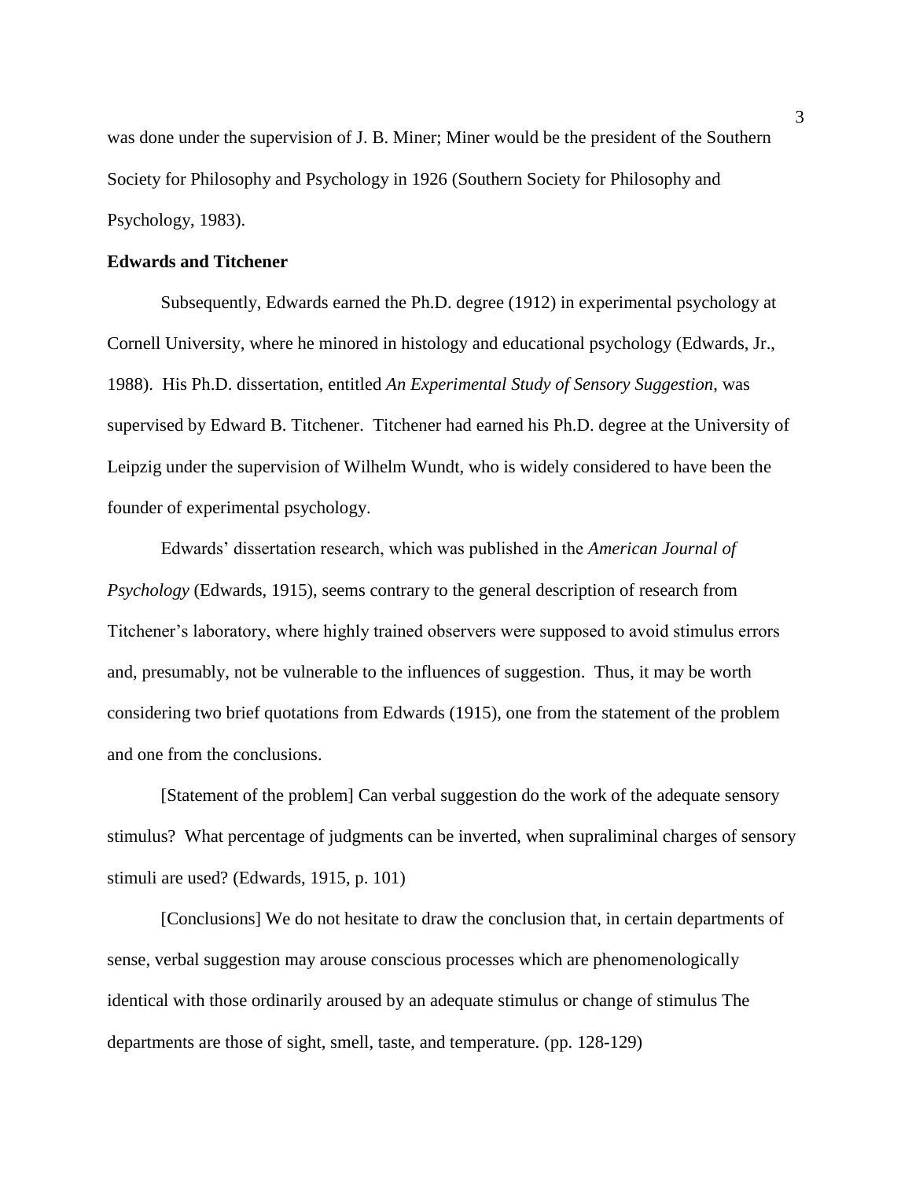was done under the supervision of J. B. Miner; Miner would be the president of the Southern Society for Philosophy and Psychology in 1926 (Southern Society for Philosophy and Psychology, 1983).

## Edwards and Titchener

Subsequently, Edwards earned the Ph.D. degree (1912) in experimental psychology at Cornell University, where he minored in histology and educational psychology (Edwards, Jr., 1988). His Ph.D. dissertation, entitled *An Experimental Study of Sensory Suggestion*, was supervised by Edward B. Titchener. Titchener had earned his Ph.D. degree at the University of Leipzig under the supervision of Wilhelm Wundt, who is widely considered to have been the founder of experimental psychology.

Edwards' dissertation research, which was published in the *American Journal of Psychology* (Edwards, 1915), seems contrary to the general description of research from Titchener's laboratory, where highly trained observers were supposed to avoid stimulus errors and, presumably, not be vulnerable to the influences of suggestion. Thus, it may be worth considering two brief quotations from Edwards (1915), one from the statement of the problem and one from the conclusions.

[Statement of the problem] Can verbal suggestion do the work of the adequate sensory stimulus? What percentage of judgments can be inverted, when supraliminal charges of sensory stimuli are used? (Edwards, 1915, p. 101)

[Conclusions] We do not hesitate to draw the conclusion that, in certain departments of sense, verbal suggestion may arouse conscious processes which are phenomenologically identical with those ordinarily aroused by an adequate stimulus or change of stimulus The departments are those of sight, smell, taste, and temperature. (pp. 128-129)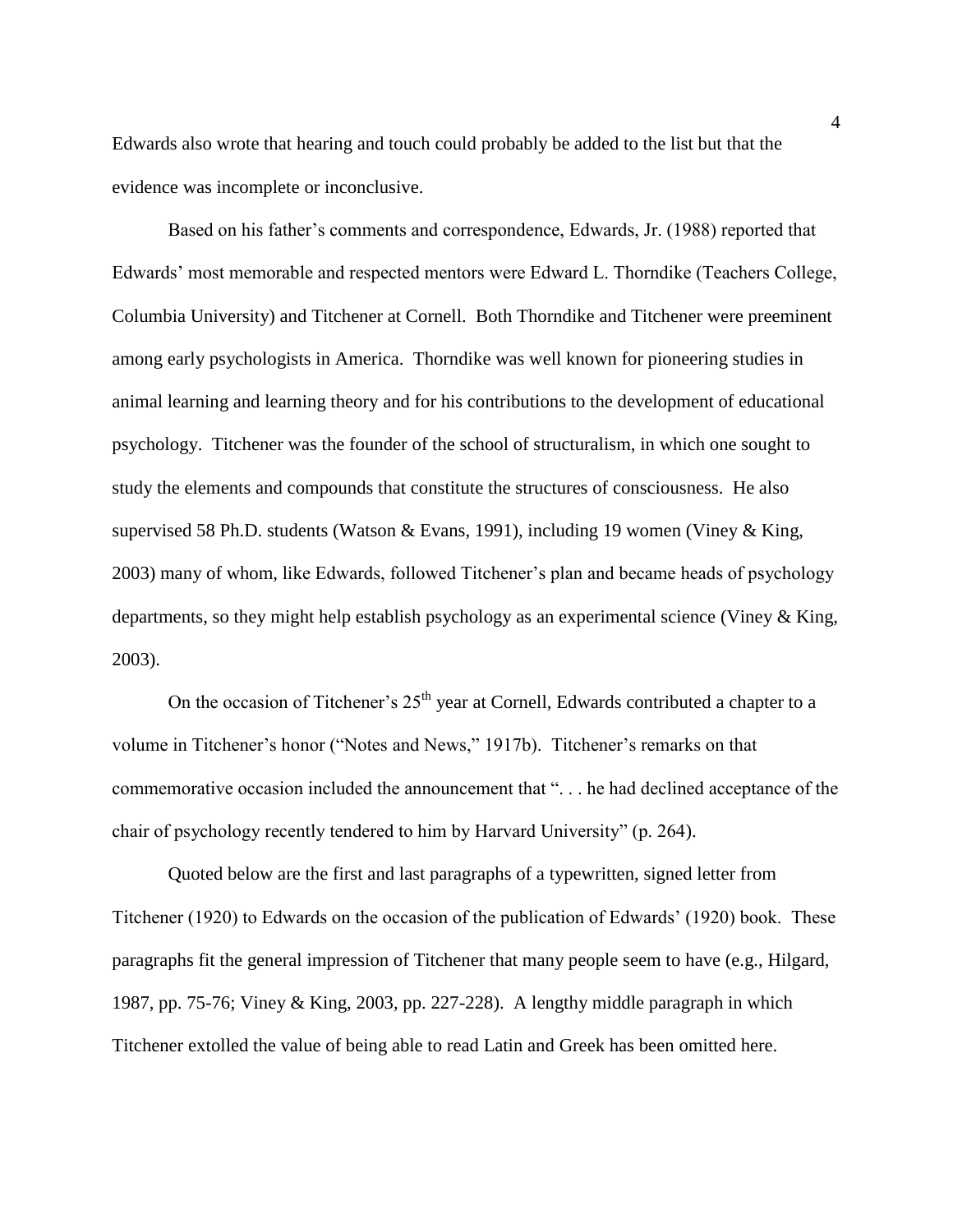Edwards also wrote that hearing and touch could probably be added to the list but that the evidence was incomplete or inconclusive.

Based on his father's comments and correspondence, Edwards, Jr. (1988) reported that Edwards' most memorable and respected mentors were Edward L. Thorndike (Teachers College, Columbia University) and Titchener at Cornell. Both Thorndike and Titchener were preeminent among early psychologists in America. Thorndike was well known for pioneering studies in animal learning and learning theory and for his contributions to the development of educational psychology. Titchener was the founder of the school of structuralism, in which one sought to study the elements and compounds that constitute the structures of consciousness. He also supervised 58 Ph.D. students (Watson & Evans, 1991), including 19 women (Viney & King, 2003) many of whom, like Edwards, followed Titchener's plan and became heads of psychology departments, so they might help establish psychology as an experimental science (Viney & King, 2003).

On the occasion of Titchener's 25th year at Cornell, Edwards contributed a chapter to a volume in Titchener's honor ("Notes and News," 1917b). Titchener's remarks on that commemorative occasion included the announcement that ". . . he had declined acceptance of the chair of psychology recently tendered to him by Harvard University" (p. 264).

Quoted below are the first and last paragraphs of a typewritten, signed letter from Titchener (1920) to Edwards on the occasion of the publication of Edwards' (1920) book. These paragraphs fit the general impression of Titchener that many people seem to have (e.g., Hilgard, 1987, pp. 75-76; Viney & King, 2003, pp. 227-228). A lengthy middle paragraph in which Titchener extolled the value of being able to read Latin and Greek has been omitted here.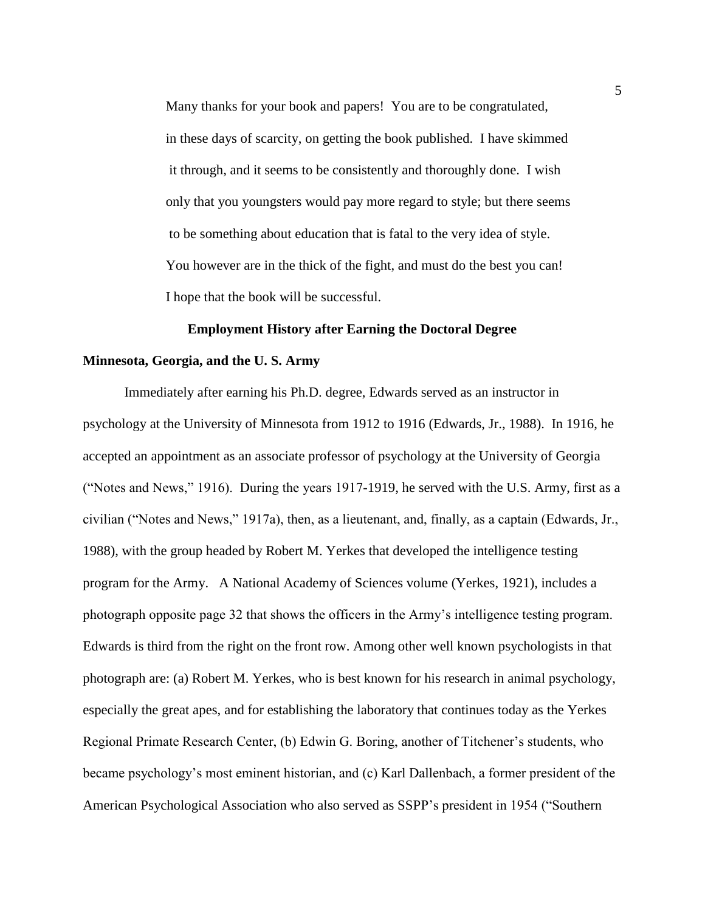> Many thanks for your book and papers! You are to be congratulated, in these days of scarcity, on getting the book published. I have skimmed it through, and it seems to be consistently and thoroughly done. I wish only that you youngsters would pay more regard to style; but there seems to be something about education that is fatal to the very idea of style. You however are in the thick of the fight, and must do the best you can! I hope that the book will be successful.

## Employment History after Earning the Doctoral Degree

### Minnesota, Georgia, and the U. S. Army

Immediately after earning his Ph.D. degree, Edwards served as an instructor in psychology at the University of Minnesota from 1912 to 1916 (Edwards, Jr., 1988). In 1916, he accepted an appointment as an associate professor of psychology at the University of Georgia ("Notes and News," 1916). During the years 1917-1919, he served with the U.S. Army, first as a civilian ("Notes and News," 1917a), then, as a lieutenant, and, finally, as a captain (Edwards, Jr., 1988), with the group headed by Robert M. Yerkes that developed the intelligence testing program for the Army. A National Academy of Sciences volume (Yerkes, 1921), includes a photograph opposite page 32 that shows the officers in the Army's intelligence testing program. Edwards is third from the right on the front row. Among other well known psychologists in that photograph are: (a) Robert M. Yerkes, who is best known for his research in animal psychology, especially the great apes, and for establishing the laboratory that continues today as the Yerkes Regional Primate Research Center, (b) Edwin G. Boring, another of Titchener's students, who became psychology's most eminent historian, and (c) Karl Dallenbach, a former president of the American Psychological Association who also served as SSPP's president in 1954 ("Southern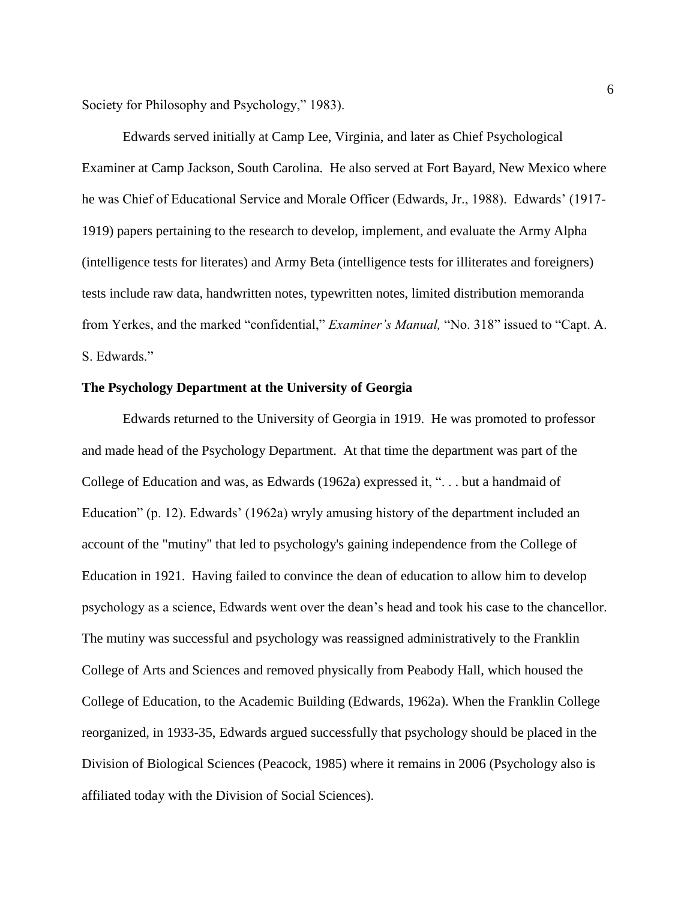Society for Philosophy and Psychology," 1983).

Edwards served initially at Camp Lee, Virginia, and later as Chief Psychological Examiner at Camp Jackson, South Carolina. He also served at Fort Bayard, New Mexico where he was Chief of Educational Service and Morale Officer (Edwards, Jr., 1988). Edwards' (1917-1919) papers pertaining to the research to develop, implement, and evaluate the Army Alpha (intelligence tests for literates) and Army Beta (intelligence tests for illiterates and foreigners) tests include raw data, handwritten notes, typewritten notes, limited distribution memoranda from Yerkes, and the marked "confidential," *Examiner's Manual,* "No. 318" issued to "Capt. A. S. Edwards."

**The Psychology Department at the University of Georgia**

Edwards returned to the University of Georgia in 1919. He was promoted to professor and made head of the Psychology Department. At that time the department was part of the College of Education and was, as Edwards (1962a) expressed it, ". . . but a handmaid of Education" (p. 12). Edwards' (1962a) wryly amusing history of the department included an account of the "mutiny" that led to psychology's gaining independence from the College of Education in 1921. Having failed to convince the dean of education to allow him to develop psychology as a science, Edwards went over the dean's head and took his case to the chancellor. The mutiny was successful and psychology was reassigned administratively to the Franklin College of Arts and Sciences and removed physically from Peabody Hall, which housed the College of Education, to the Academic Building (Edwards, 1962a). When the Franklin College reorganized, in 1933-35, Edwards argued successfully that psychology should be placed in the Division of Biological Sciences (Peacock, 1985) where it remains in 2006 (Psychology also is affiliated today with the Division of Social Sciences).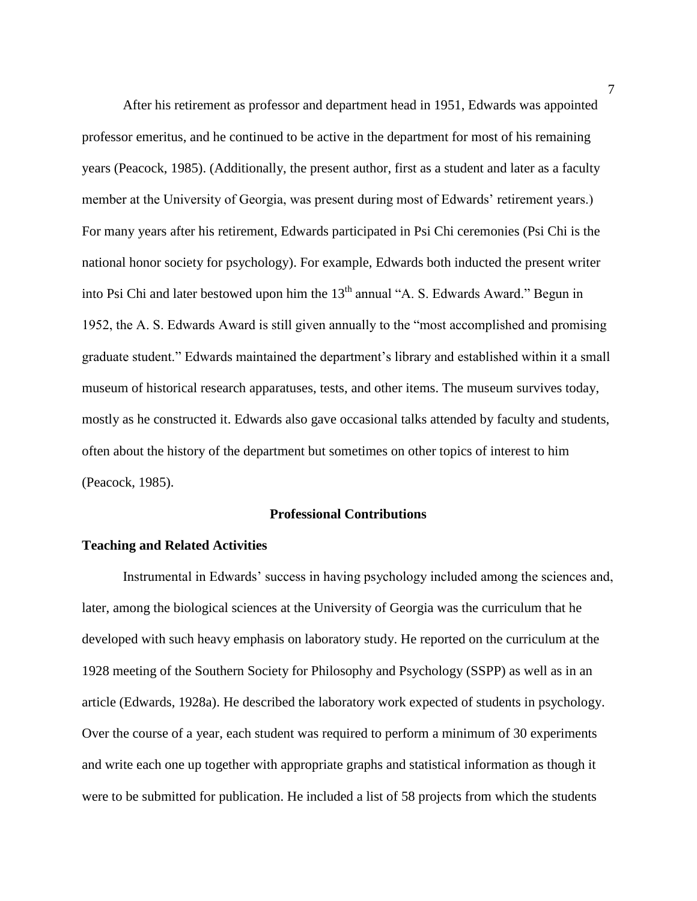After his retirement as professor and department head in 1951, Edwards was appointed professor emeritus, and he continued to be active in the department for most of his remaining years (Peacock, 1985). (Additionally, the present author, first as a student and later as a faculty member at the University of Georgia, was present during most of Edwards' retirement years.) For many years after his retirement, Edwards participated in Psi Chi ceremonies (Psi Chi is the national honor society for psychology). For example, Edwards both inducted the present writer into Psi Chi and later bestowed upon him the 13th annual "A. S. Edwards Award." Begun in 1952, the A. S. Edwards Award is still given annually to the "most accomplished and promising graduate student." Edwards maintained the department's library and established within it a small museum of historical research apparatuses, tests, and other items. The museum survives today, mostly as he constructed it. Edwards also gave occasional talks attended by faculty and students, often about the history of the department but sometimes on other topics of interest to him (Peacock, 1985).

## Professional Contributions

### Teaching and Related Activities

Instrumental in Edwards' success in having psychology included among the sciences and, later, among the biological sciences at the University of Georgia was the curriculum that he developed with such heavy emphasis on laboratory study. He reported on the curriculum at the 1928 meeting of the Southern Society for Philosophy and Psychology (SSPP) as well as in an article (Edwards, 1928a). He described the laboratory work expected of students in psychology. Over the course of a year, each student was required to perform a minimum of 30 experiments and write each one up together with appropriate graphs and statistical information as though it were to be submitted for publication. He included a list of 58 projects from which the students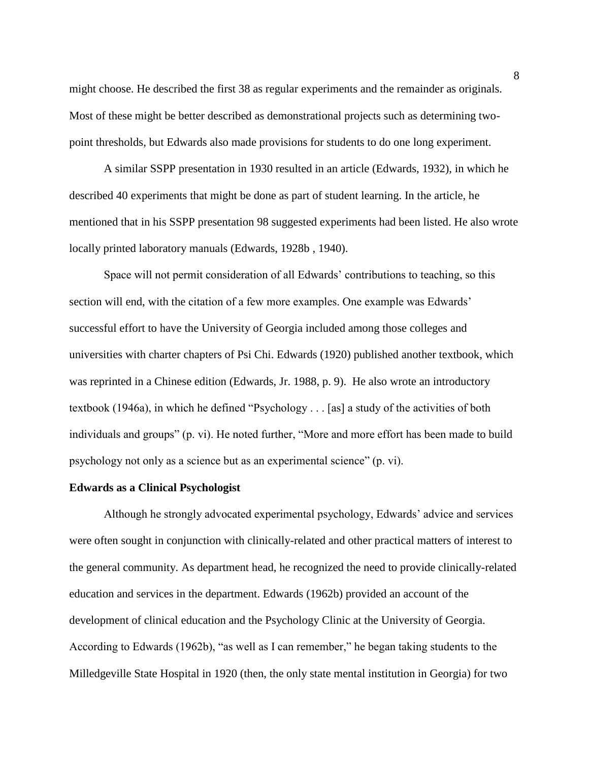might choose. He described the first 38 as regular experiments and the remainder as originals. Most of these might be better described as demonstrational projects such as determining two-point thresholds, but Edwards also made provisions for students to do one long experiment.

A similar SSPP presentation in 1930 resulted in an article (Edwards, 1932), in which he described 40 experiments that might be done as part of student learning. In the article, he mentioned that in his SSPP presentation 98 suggested experiments had been listed. He also wrote locally printed laboratory manuals (Edwards, 1928b , 1940).

Space will not permit consideration of all Edwards' contributions to teaching, so this section will end, with the citation of a few more examples. One example was Edwards' successful effort to have the University of Georgia included among those colleges and universities with charter chapters of Psi Chi. Edwards (1920) published another textbook, which was reprinted in a Chinese edition (Edwards, Jr. 1988, p. 9). He also wrote an introductory textbook (1946a), in which he defined "Psychology . . . [as] a study of the activities of both individuals and groups" (p. vi). He noted further, "More and more effort has been made to build psychology not only as a science but as an experimental science" (p. vi).

**Edwards as a Clinical Psychologist**

Although he strongly advocated experimental psychology, Edwards' advice and services were often sought in conjunction with clinically-related and other practical matters of interest to the general community. As department head, he recognized the need to provide clinically-related education and services in the department. Edwards (1962b) provided an account of the development of clinical education and the Psychology Clinic at the University of Georgia. According to Edwards (1962b), "as well as I can remember," he began taking students to the Milledgeville State Hospital in 1920 (then, the only state mental institution in Georgia) for two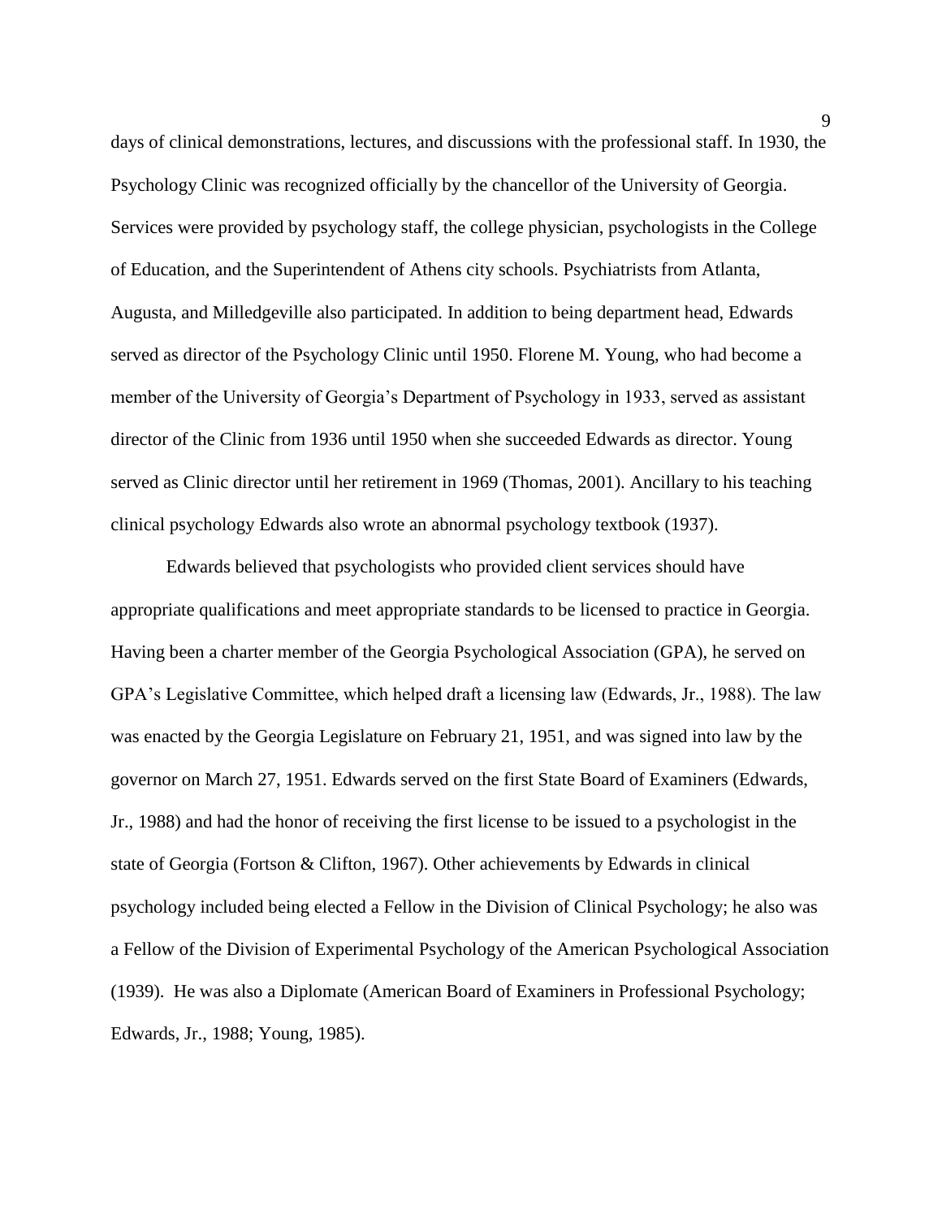days of clinical demonstrations, lectures, and discussions with the professional staff. In 1930, the Psychology Clinic was recognized officially by the chancellor of the University of Georgia. Services were provided by psychology staff, the college physician, psychologists in the College of Education, and the Superintendent of Athens city schools. Psychiatrists from Atlanta, Augusta, and Milledgeville also participated. In addition to being department head, Edwards served as director of the Psychology Clinic until 1950. Florene M. Young, who had become a member of the University of Georgia's Department of Psychology in 1933, served as assistant director of the Clinic from 1936 until 1950 when she succeeded Edwards as director. Young served as Clinic director until her retirement in 1969 (Thomas, 2001). Ancillary to his teaching clinical psychology Edwards also wrote an abnormal psychology textbook (1937).

Edwards believed that psychologists who provided client services should have appropriate qualifications and meet appropriate standards to be licensed to practice in Georgia. Having been a charter member of the Georgia Psychological Association (GPA), he served on GPA's Legislative Committee, which helped draft a licensing law (Edwards, Jr., 1988). The law was enacted by the Georgia Legislature on February 21, 1951, and was signed into law by the governor on March 27, 1951. Edwards served on the first State Board of Examiners (Edwards, Jr., 1988) and had the honor of receiving the first license to be issued to a psychologist in the state of Georgia (Fortson & Clifton, 1967). Other achievements by Edwards in clinical psychology included being elected a Fellow in the Division of Clinical Psychology; he also was a Fellow of the Division of Experimental Psychology of the American Psychological Association (1939). He was also a Diplomate (American Board of Examiners in Professional Psychology; Edwards, Jr., 1988; Young, 1985).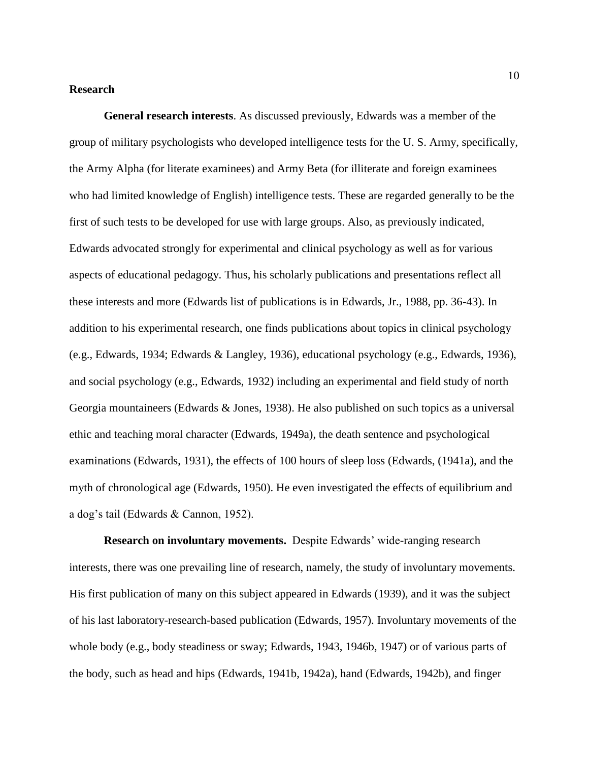**Research**

**General research interests**. As discussed previously, Edwards was a member of the group of military psychologists who developed intelligence tests for the U. S. Army, specifically, the Army Alpha (for literate examinees) and Army Beta (for illiterate and foreign examinees who had limited knowledge of English) intelligence tests. These are regarded generally to be the first of such tests to be developed for use with large groups. Also, as previously indicated, Edwards advocated strongly for experimental and clinical psychology as well as for various aspects of educational pedagogy. Thus, his scholarly publications and presentations reflect all these interests and more (Edwards list of publications is in Edwards, Jr., 1988, pp. 36-43). In addition to his experimental research, one finds publications about topics in clinical psychology (e.g., Edwards, 1934; Edwards & Langley, 1936), educational psychology (e.g., Edwards, 1936), and social psychology (e.g., Edwards, 1932) including an experimental and field study of north Georgia mountaineers (Edwards & Jones, 1938). He also published on such topics as a universal ethic and teaching moral character (Edwards, 1949a), the death sentence and psychological examinations (Edwards, 1931), the effects of 100 hours of sleep loss (Edwards, (1941a), and the myth of chronological age (Edwards, 1950). He even investigated the effects of equilibrium and a dog's tail (Edwards & Cannon, 1952).

**Research on involuntary movements.** Despite Edwards' wide-ranging research interests, there was one prevailing line of research, namely, the study of involuntary movements. His first publication of many on this subject appeared in Edwards (1939), and it was the subject of his last laboratory-research-based publication (Edwards, 1957). Involuntary movements of the whole body (e.g., body steadiness or sway; Edwards, 1943, 1946b, 1947) or of various parts of the body, such as head and hips (Edwards, 1941b, 1942a), hand (Edwards, 1942b), and finger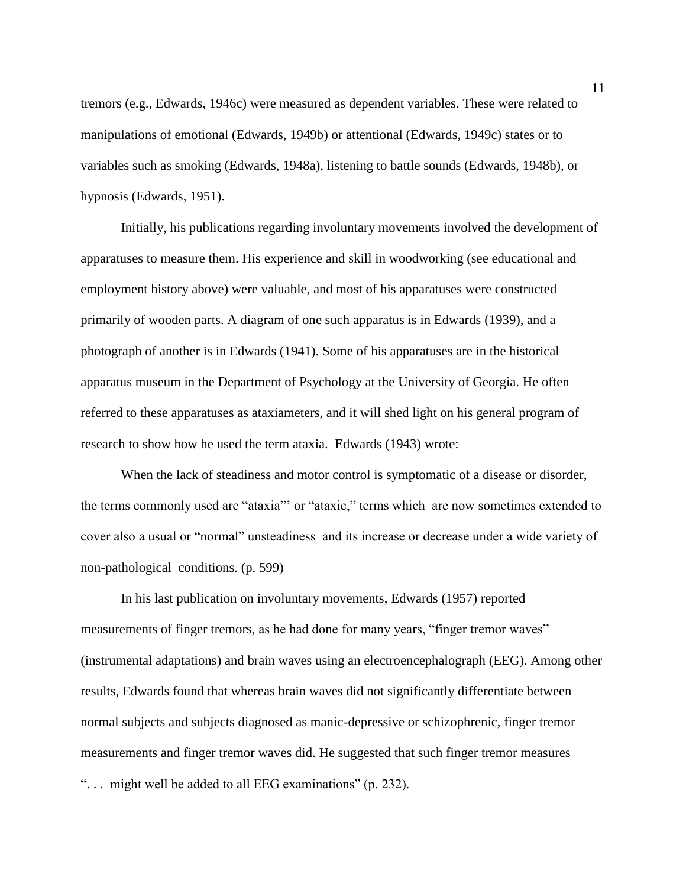tremors (e.g., Edwards, 1946c) were measured as dependent variables. These were related to manipulations of emotional (Edwards, 1949b) or attentional (Edwards, 1949c) states or to variables such as smoking (Edwards, 1948a), listening to battle sounds (Edwards, 1948b), or hypnosis (Edwards, 1951).

Initially, his publications regarding involuntary movements involved the development of apparatuses to measure them. His experience and skill in woodworking (see educational and employment history above) were valuable, and most of his apparatuses were constructed primarily of wooden parts. A diagram of one such apparatus is in Edwards (1939), and a photograph of another is in Edwards (1941). Some of his apparatuses are in the historical apparatus museum in the Department of Psychology at the University of Georgia. He often referred to these apparatuses as ataxiameters, and it will shed light on his general program of research to show how he used the term ataxia. Edwards (1943) wrote:

> When the lack of steadiness and motor control is symptomatic of a disease or disorder, the terms commonly used are "ataxia"' or "ataxic," terms which are now sometimes extended to cover also a usual or "normal" unsteadiness and its increase or decrease under a wide variety of non-pathological conditions. (p. 599)

In his last publication on involuntary movements, Edwards (1957) reported measurements of finger tremors, as he had done for many years, "finger tremor waves" (instrumental adaptations) and brain waves using an electroencephalograph (EEG). Among other results, Edwards found that whereas brain waves did not significantly differentiate between normal subjects and subjects diagnosed as manic-depressive or schizophrenic, finger tremor measurements and finger tremor waves did. He suggested that such finger tremor measures ". . . might well be added to all EEG examinations" (p. 232).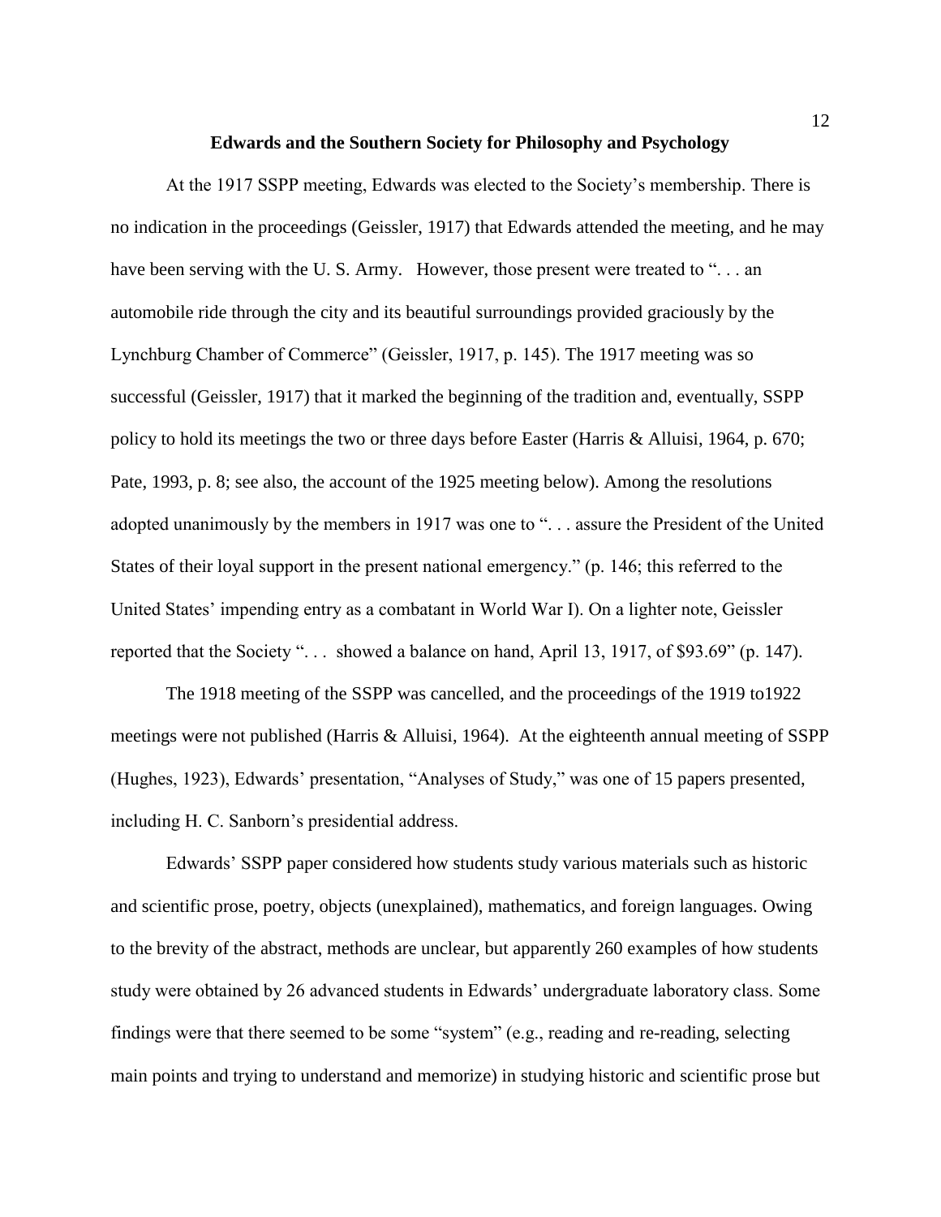## Edwards and the Southern Society for Philosophy and Psychology

At the 1917 SSPP meeting, Edwards was elected to the Society's membership. There is no indication in the proceedings (Geissler, 1917) that Edwards attended the meeting, and he may have been serving with the U. S. Army. However, those present were treated to ". . . an automobile ride through the city and its beautiful surroundings provided graciously by the Lynchburg Chamber of Commerce" (Geissler, 1917, p. 145). The 1917 meeting was so successful (Geissler, 1917) that it marked the beginning of the tradition and, eventually, SSPP policy to hold its meetings the two or three days before Easter (Harris & Alluisi, 1964, p. 670; Pate, 1993, p. 8; see also, the account of the 1925 meeting below). Among the resolutions adopted unanimously by the members in 1917 was one to ". . . assure the President of the United States of their loyal support in the present national emergency." (p. 146; this referred to the United States' impending entry as a combatant in World War I). On a lighter note, Geissler reported that the Society ". . . showed a balance on hand, April 13, 1917, of $93.69" (p. 147).

The 1918 meeting of the SSPP was cancelled, and the proceedings of the 1919 to1922 meetings were not published (Harris & Alluisi, 1964). At the eighteenth annual meeting of SSPP (Hughes, 1923), Edwards' presentation, "Analyses of Study," was one of 15 papers presented, including H. C. Sanborn's presidential address.

Edwards' SSPP paper considered how students study various materials such as historic and scientific prose, poetry, objects (unexplained), mathematics, and foreign languages. Owing to the brevity of the abstract, methods are unclear, but apparently 260 examples of how students study were obtained by 26 advanced students in Edwards' undergraduate laboratory class. Some findings were that there seemed to be some "system" (e.g., reading and re-reading, selecting main points and trying to understand and memorize) in studying historic and scientific prose but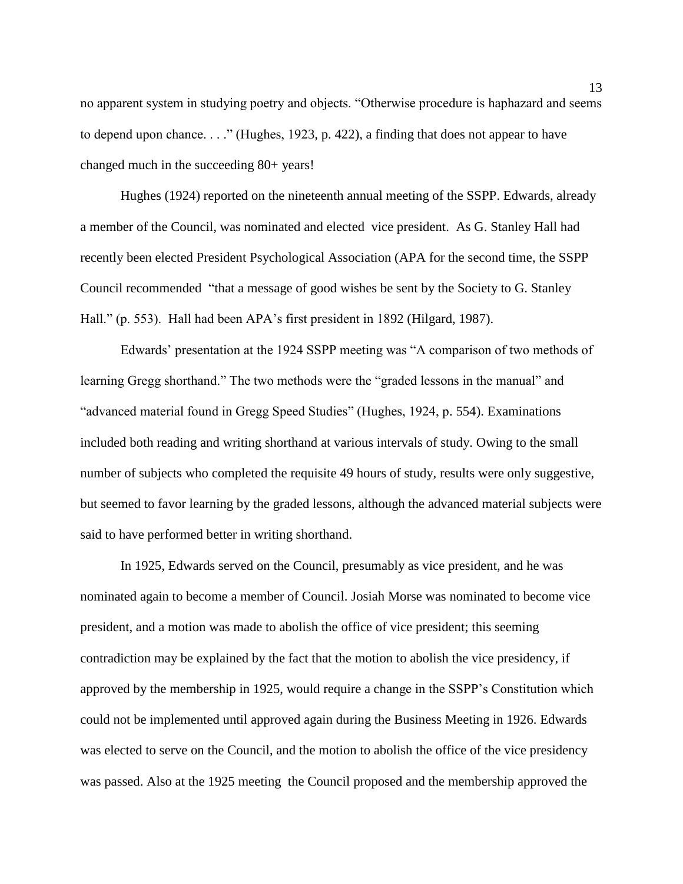no apparent system in studying poetry and objects. "Otherwise procedure is haphazard and seems to depend upon chance. . . ." (Hughes, 1923, p. 422), a finding that does not appear to have changed much in the succeeding 80+ years!

Hughes (1924) reported on the nineteenth annual meeting of the SSPP. Edwards, already a member of the Council, was nominated and elected vice president. As G. Stanley Hall had recently been elected President Psychological Association (APA for the second time, the SSPP Council recommended "that a message of good wishes be sent by the Society to G. Stanley Hall." (p. 553). Hall had been APA's first president in 1892 (Hilgard, 1987).

Edwards' presentation at the 1924 SSPP meeting was "A comparison of two methods of learning Gregg shorthand." The two methods were the "graded lessons in the manual" and "advanced material found in Gregg Speed Studies" (Hughes, 1924, p. 554). Examinations included both reading and writing shorthand at various intervals of study. Owing to the small number of subjects who completed the requisite 49 hours of study, results were only suggestive, but seemed to favor learning by the graded lessons, although the advanced material subjects were said to have performed better in writing shorthand.

In 1925, Edwards served on the Council, presumably as vice president, and he was nominated again to become a member of Council. Josiah Morse was nominated to become vice president, and a motion was made to abolish the office of vice president; this seeming contradiction may be explained by the fact that the motion to abolish the vice presidency, if approved by the membership in 1925, would require a change in the SSPP's Constitution which could not be implemented until approved again during the Business Meeting in 1926. Edwards was elected to serve on the Council, and the motion to abolish the office of the vice presidency was passed. Also at the 1925 meeting the Council proposed and the membership approved the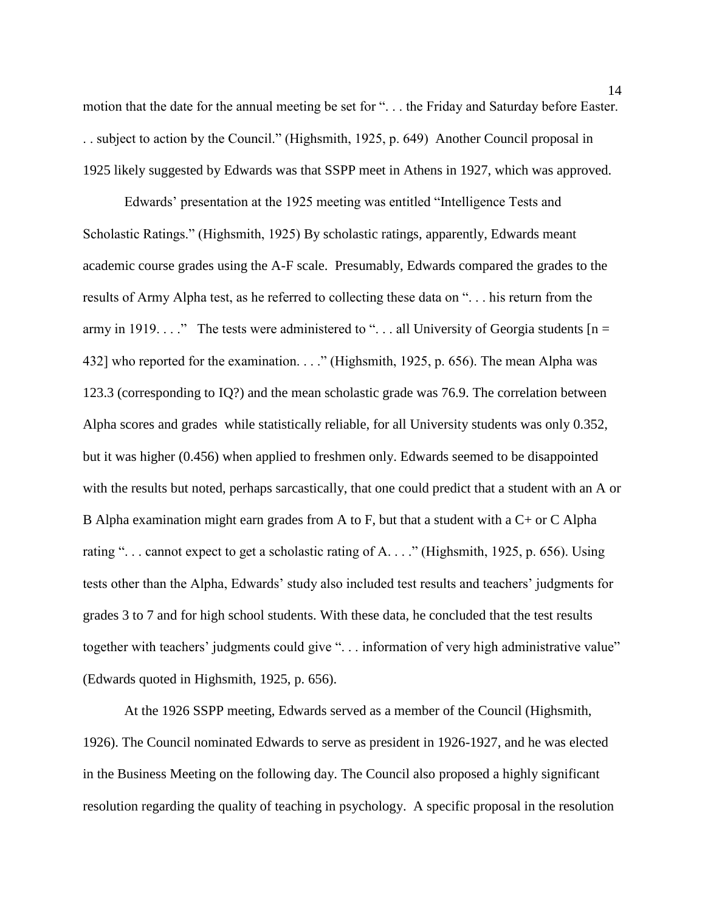motion that the date for the annual meeting be set for ". . . the Friday and Saturday before Easter. . . subject to action by the Council." (Highsmith, 1925, p. 649) Another Council proposal in 1925 likely suggested by Edwards was that SSPP meet in Athens in 1927, which was approved.

Edwards' presentation at the 1925 meeting was entitled "Intelligence Tests and Scholastic Ratings." (Highsmith, 1925) By scholastic ratings, apparently, Edwards meant academic course grades using the A-F scale. Presumably, Edwards compared the grades to the results of Army Alpha test, as he referred to collecting these data on ". . . his return from the army in 1919. . . ." The tests were administered to ". . . all University of Georgia students [n = 432] who reported for the examination. . . ." (Highsmith, 1925, p. 656). The mean Alpha was 123.3 (corresponding to IQ?) and the mean scholastic grade was 76.9. The correlation between Alpha scores and grades while statistically reliable, for all University students was only 0.352, but it was higher (0.456) when applied to freshmen only. Edwards seemed to be disappointed with the results but noted, perhaps sarcastically, that one could predict that a student with an A or B Alpha examination might earn grades from A to F, but that a student with a C+ or C Alpha rating ". . . cannot expect to get a scholastic rating of A. . . ." (Highsmith, 1925, p. 656). Using tests other than the Alpha, Edwards' study also included test results and teachers' judgments for grades 3 to 7 and for high school students. With these data, he concluded that the test results together with teachers' judgments could give ". . . information of very high administrative value" (Edwards quoted in Highsmith, 1925, p. 656).

At the 1926 SSPP meeting, Edwards served as a member of the Council (Highsmith, 1926). The Council nominated Edwards to serve as president in 1926-1927, and he was elected in the Business Meeting on the following day. The Council also proposed a highly significant resolution regarding the quality of teaching in psychology. A specific proposal in the resolution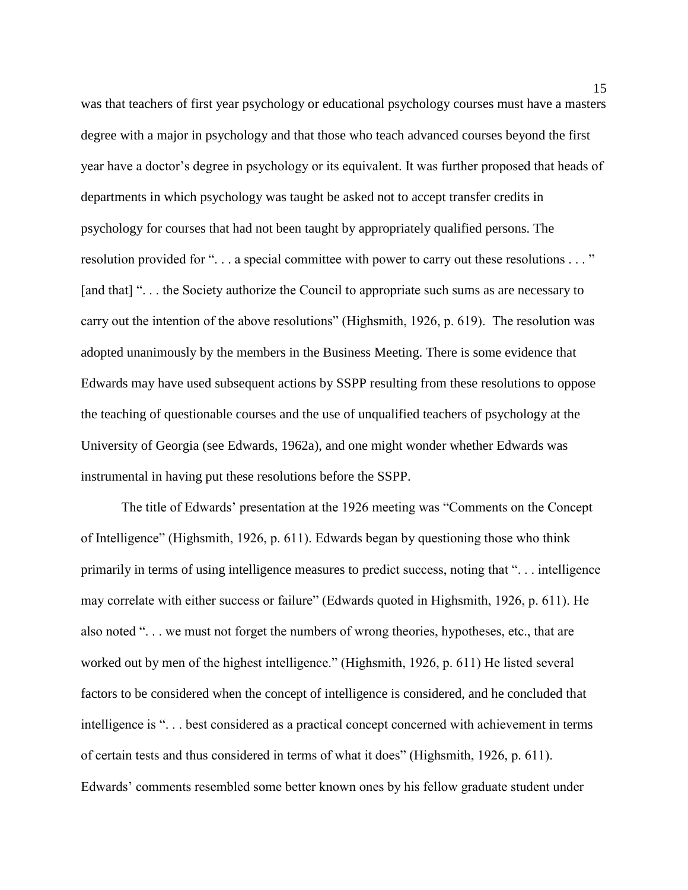was that teachers of first year psychology or educational psychology courses must have a masters degree with a major in psychology and that those who teach advanced courses beyond the first year have a doctor's degree in psychology or its equivalent. It was further proposed that heads of departments in which psychology was taught be asked not to accept transfer credits in psychology for courses that had not been taught by appropriately qualified persons. The resolution provided for ". . . a special committee with power to carry out these resolutions . . . " [and that] ". . . the Society authorize the Council to appropriate such sums as are necessary to carry out the intention of the above resolutions" (Highsmith, 1926, p. 619). The resolution was adopted unanimously by the members in the Business Meeting. There is some evidence that Edwards may have used subsequent actions by SSPP resulting from these resolutions to oppose the teaching of questionable courses and the use of unqualified teachers of psychology at the University of Georgia (see Edwards, 1962a), and one might wonder whether Edwards was instrumental in having put these resolutions before the SSPP.

The title of Edwards' presentation at the 1926 meeting was "Comments on the Concept of Intelligence" (Highsmith, 1926, p. 611). Edwards began by questioning those who think primarily in terms of using intelligence measures to predict success, noting that ". . . intelligence may correlate with either success or failure" (Edwards quoted in Highsmith, 1926, p. 611). He also noted ". . . we must not forget the numbers of wrong theories, hypotheses, etc., that are worked out by men of the highest intelligence." (Highsmith, 1926, p. 611) He listed several factors to be considered when the concept of intelligence is considered, and he concluded that intelligence is ". . . best considered as a practical concept concerned with achievement in terms of certain tests and thus considered in terms of what it does" (Highsmith, 1926, p. 611). Edwards' comments resembled some better known ones by his fellow graduate student under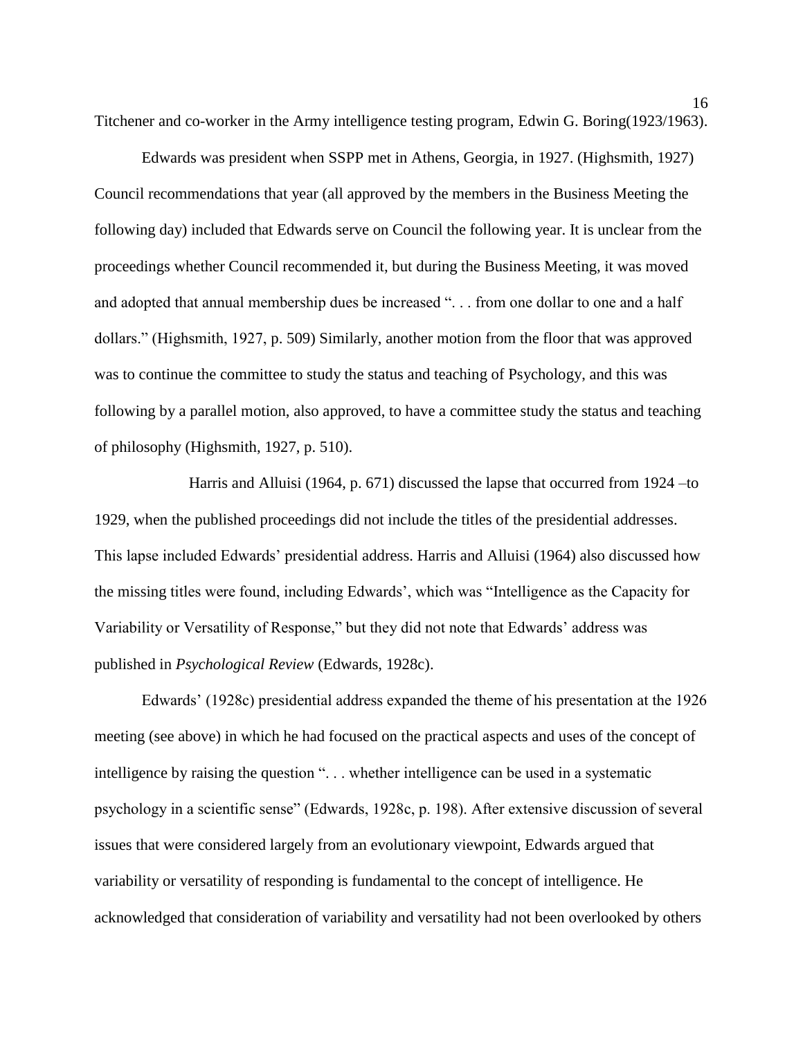Titchener and co-worker in the Army intelligence testing program, Edwin G. Boring(1923/1963).

Edwards was president when SSPP met in Athens, Georgia, in 1927. (Highsmith, 1927) Council recommendations that year (all approved by the members in the Business Meeting the following day) included that Edwards serve on Council the following year. It is unclear from the proceedings whether Council recommended it, but during the Business Meeting, it was moved and adopted that annual membership dues be increased ". . . from one dollar to one and a half dollars." (Highsmith, 1927, p. 509) Similarly, another motion from the floor that was approved was to continue the committee to study the status and teaching of Psychology, and this was following by a parallel motion, also approved, to have a committee study the status and teaching of philosophy (Highsmith, 1927, p. 510).

Harris and Alluisi (1964, p. 671) discussed the lapse that occurred from 1924 –to 1929, when the published proceedings did not include the titles of the presidential addresses. This lapse included Edwards' presidential address. Harris and Alluisi (1964) also discussed how the missing titles were found, including Edwards', which was "Intelligence as the Capacity for Variability or Versatility of Response," but they did not note that Edwards' address was published in *Psychological Review* (Edwards, 1928c).

Edwards' (1928c) presidential address expanded the theme of his presentation at the 1926 meeting (see above) in which he had focused on the practical aspects and uses of the concept of intelligence by raising the question ". . . whether intelligence can be used in a systematic psychology in a scientific sense" (Edwards, 1928c, p. 198). After extensive discussion of several issues that were considered largely from an evolutionary viewpoint, Edwards argued that variability or versatility of responding is fundamental to the concept of intelligence. He acknowledged that consideration of variability and versatility had not been overlooked by others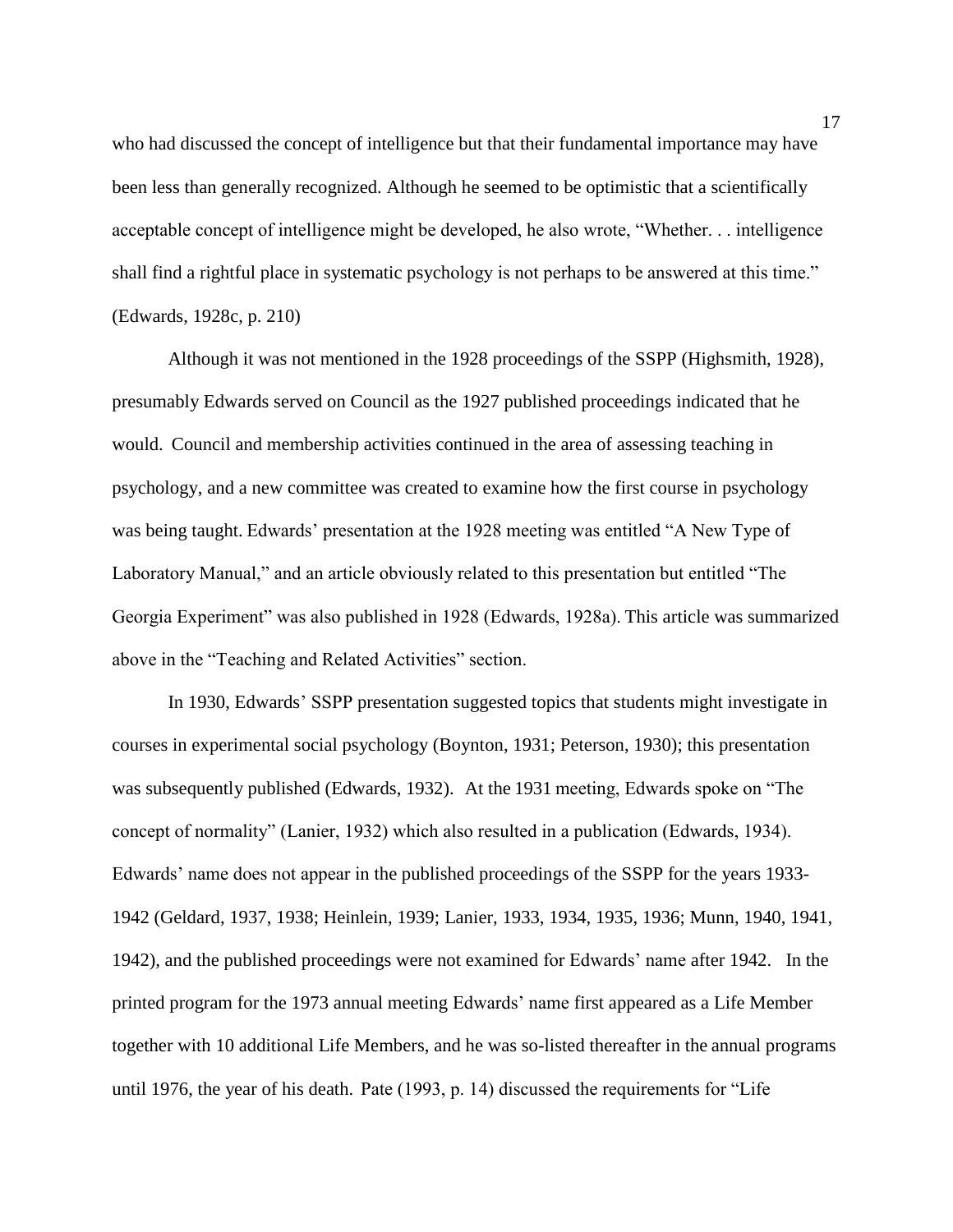who had discussed the concept of intelligence but that their fundamental importance may have been less than generally recognized. Although he seemed to be optimistic that a scientifically acceptable concept of intelligence might be developed, he also wrote, "Whether. . . intelligence shall find a rightful place in systematic psychology is not perhaps to be answered at this time." (Edwards, 1928c, p. 210)

Although it was not mentioned in the 1928 proceedings of the SSPP (Highsmith, 1928), presumably Edwards served on Council as the 1927 published proceedings indicated that he would. Council and membership activities continued in the area of assessing teaching in psychology, and a new committee was created to examine how the first course in psychology was being taught. Edwards' presentation at the 1928 meeting was entitled "A New Type of Laboratory Manual," and an article obviously related to this presentation but entitled "The Georgia Experiment" was also published in 1928 (Edwards, 1928a). This article was summarized above in the "Teaching and Related Activities" section.

In 1930, Edwards' SSPP presentation suggested topics that students might investigate in courses in experimental social psychology (Boynton, 1931; Peterson, 1930); this presentation was subsequently published (Edwards, 1932). At the 1931 meeting, Edwards spoke on "The concept of normality" (Lanier, 1932) which also resulted in a publication (Edwards, 1934). Edwards' name does not appear in the published proceedings of the SSPP for the years 1933-1942 (Geldard, 1937, 1938; Heinlein, 1939; Lanier, 1933, 1934, 1935, 1936; Munn, 1940, 1941, 1942), and the published proceedings were not examined for Edwards' name after 1942. In the printed program for the 1973 annual meeting Edwards' name first appeared as a Life Member together with 10 additional Life Members, and he was so-listed thereafter in the annual programs until 1976, the year of his death. Pate (1993, p. 14) discussed the requirements for "Life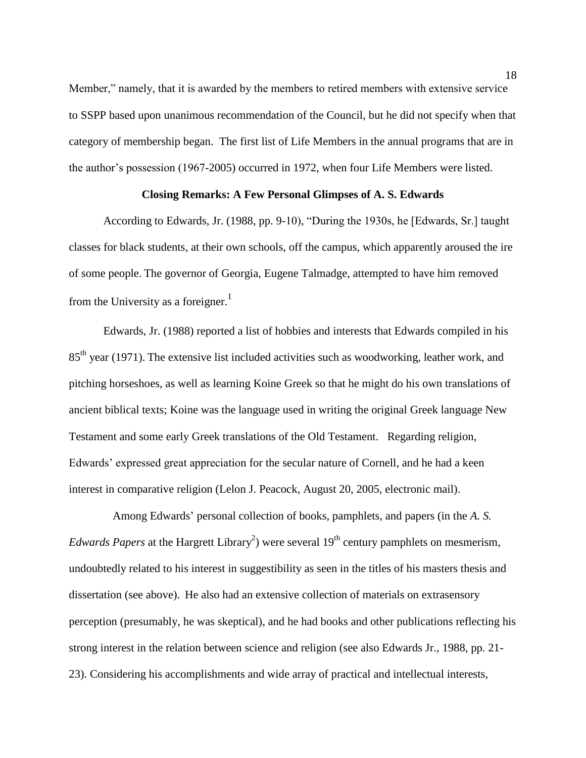Member," namely, that it is awarded by the members to retired members with extensive service to SSPP based upon unanimous recommendation of the Council, but he did not specify when that category of membership began. The first list of Life Members in the annual programs that are in the author's possession (1967-2005) occurred in 1972, when four Life Members were listed.

## Closing Remarks: A Few Personal Glimpses of A. S. Edwards

According to Edwards, Jr. (1988, pp. 9-10), "During the 1930s, he [Edwards, Sr.] taught classes for black students, at their own schools, off the campus, which apparently aroused the ire of some people. The governor of Georgia, Eugene Talmadge, attempted to have him removed from the University as a foreigner.[1]

Edwards, Jr. (1988) reported a list of hobbies and interests that Edwards compiled in his 85th year (1971). The extensive list included activities such as woodworking, leather work, and pitching horseshoes, as well as learning Koine Greek so that he might do his own translations of ancient biblical texts; Koine was the language used in writing the original Greek language New Testament and some early Greek translations of the Old Testament. Regarding religion, Edwards' expressed great appreciation for the secular nature of Cornell, and he had a keen interest in comparative religion (Lelon J. Peacock, August 20, 2005, electronic mail).

Among Edwards' personal collection of books, pamphlets, and papers (in the *A. S. Edwards Papers* at the Hargrett Library[2]) were several 19th century pamphlets on mesmerism, undoubtedly related to his interest in suggestibility as seen in the titles of his masters thesis and dissertation (see above). He also had an extensive collection of materials on extrasensory perception (presumably, he was skeptical), and he had books and other publications reflecting his strong interest in the relation between science and religion (see also Edwards Jr., 1988, pp. 21-23). Considering his accomplishments and wide array of practical and intellectual interests,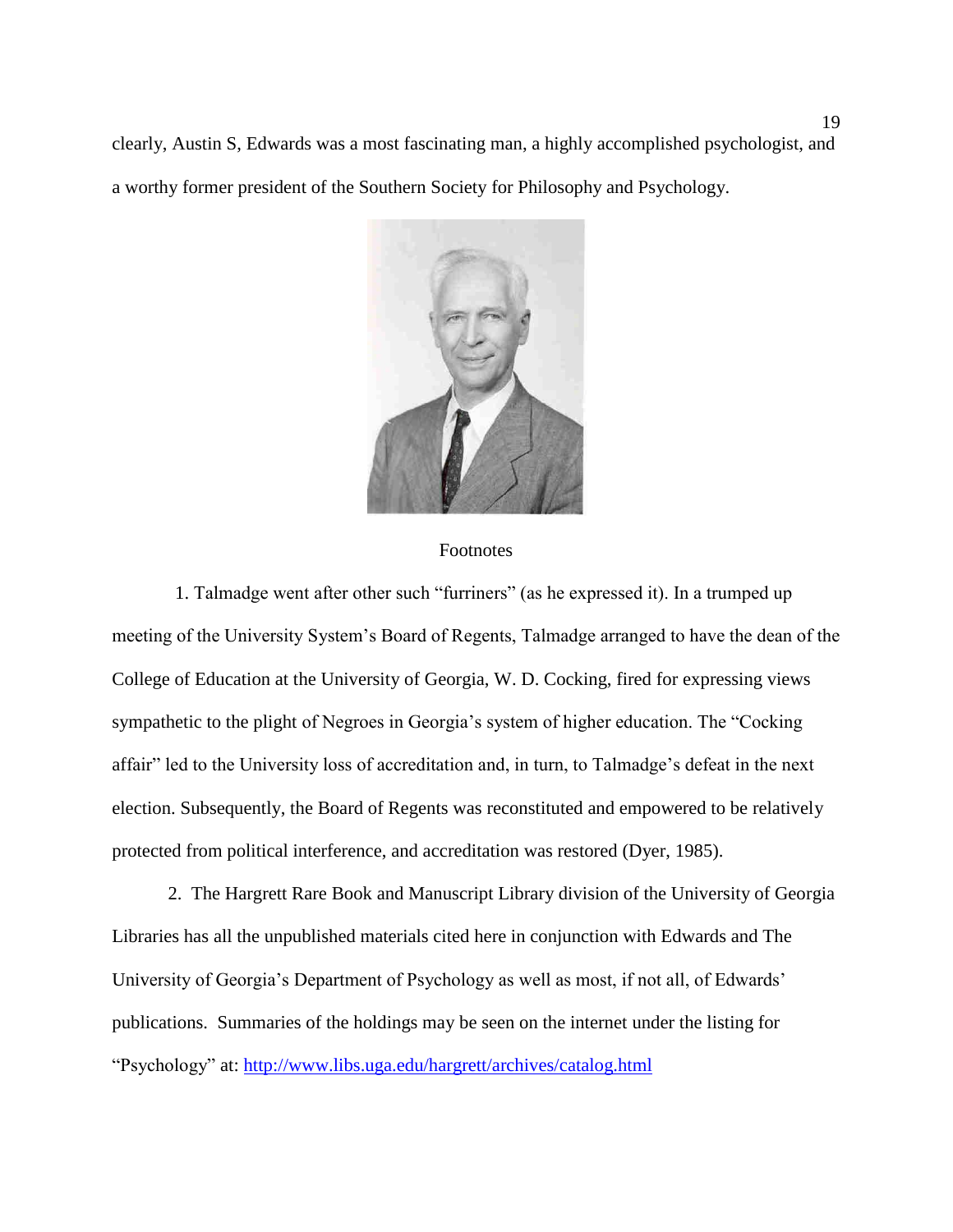clearly, Austin S, Edwards was a most fascinating man, a highly accomplished psychologist, and a worthy former president of the Southern Society for Philosophy and Psychology.

Footnotes

1. Talmadge went after other such "furriners" (as he expressed it). In a trumped up meeting of the University System's Board of Regents, Talmadge arranged to have the dean of the College of Education at the University of Georgia, W. D. Cocking, fired for expressing views sympathetic to the plight of Negroes in Georgia's system of higher education. The "Cocking affair" led to the University loss of accreditation and, in turn, to Talmadge's defeat in the next election. Subsequently, the Board of Regents was reconstituted and empowered to be relatively protected from political interference, and accreditation was restored (Dyer, 1985).

2. The Hargrett Rare Book and Manuscript Library division of the University of Georgia Libraries has all the unpublished materials cited here in conjunction with Edwards and The University of Georgia's Department of Psychology as well as most, if not all, of Edwards' publications. Summaries of the holdings may be seen on the internet under the listing for "Psychology" at: http://www.libs.uga.edu/hargrett/archives/catalog.html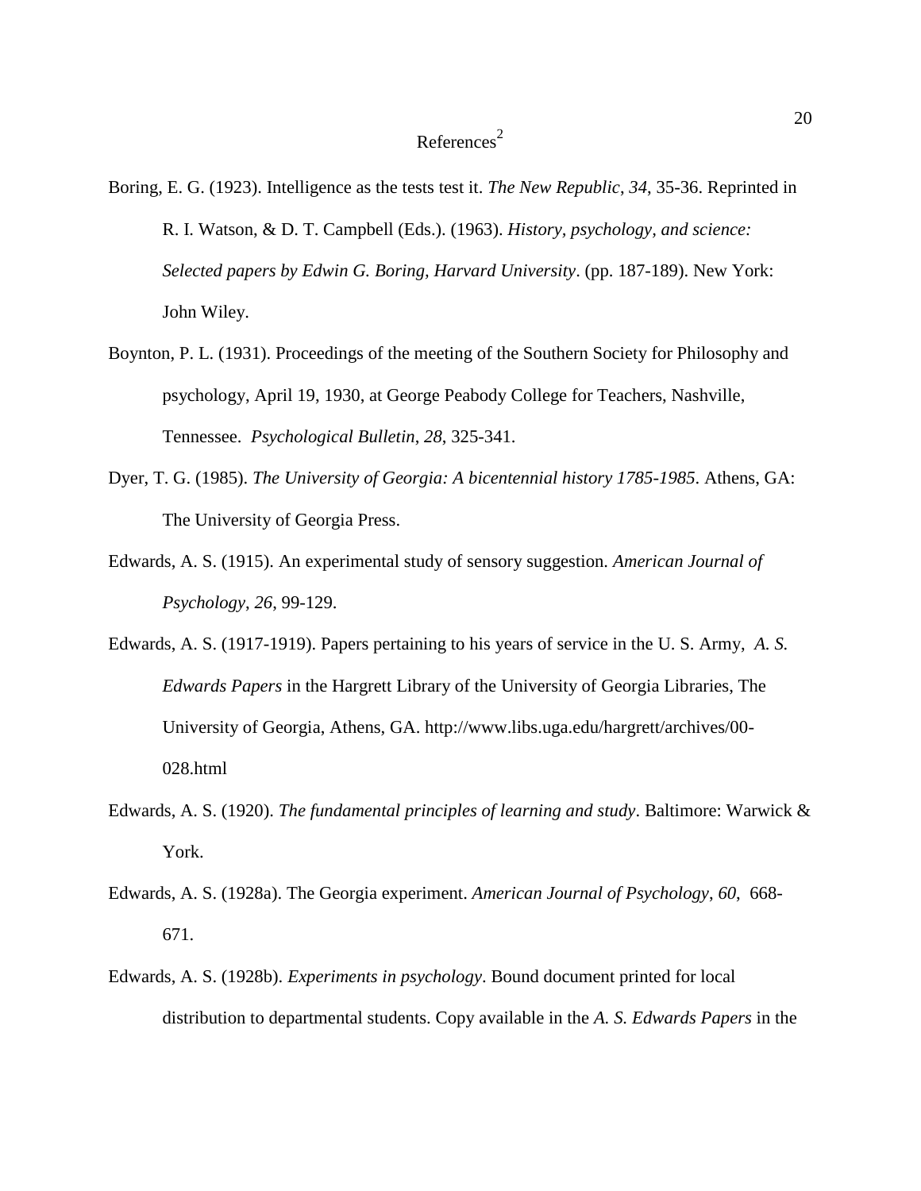# References[2]

Boring, E. G. (1923). Intelligence as the tests test it. *The New Republic*, *34*, 35-36. Reprinted in R. I. Watson, & D. T. Campbell (Eds.). (1963). *History, psychology, and science: Selected papers by Edwin G. Boring, Harvard University*. (pp. 187-189). New York: John Wiley.

Boynton, P. L. (1931). Proceedings of the meeting of the Southern Society for Philosophy and psychology, April 19, 1930, at George Peabody College for Teachers, Nashville, Tennessee. *Psychological Bulletin*, *28*, 325-341.

Dyer, T. G. (1985). *The University of Georgia: A bicentennial history 1785-1985*. Athens, GA: The University of Georgia Press.

Edwards, A. S. (1915). An experimental study of sensory suggestion. *American Journal of Psychology*, *26*, 99-129.

Edwards, A. S. (1917-1919). Papers pertaining to his years of service in the U. S. Army, *A. S. Edwards Papers* in the Hargrett Library of the University of Georgia Libraries, The University of Georgia, Athens, GA. http://www.libs.uga.edu/hargrett/archives/00-028.html

Edwards, A. S. (1920). *The fundamental principles of learning and study*. Baltimore: Warwick & York.

Edwards, A. S. (1928a). The Georgia experiment. *American Journal of Psychology*, *60*, 668-671.

Edwards, A. S. (1928b). *Experiments in psychology*. Bound document printed for local distribution to departmental students. Copy available in the *A. S. Edwards Papers* in the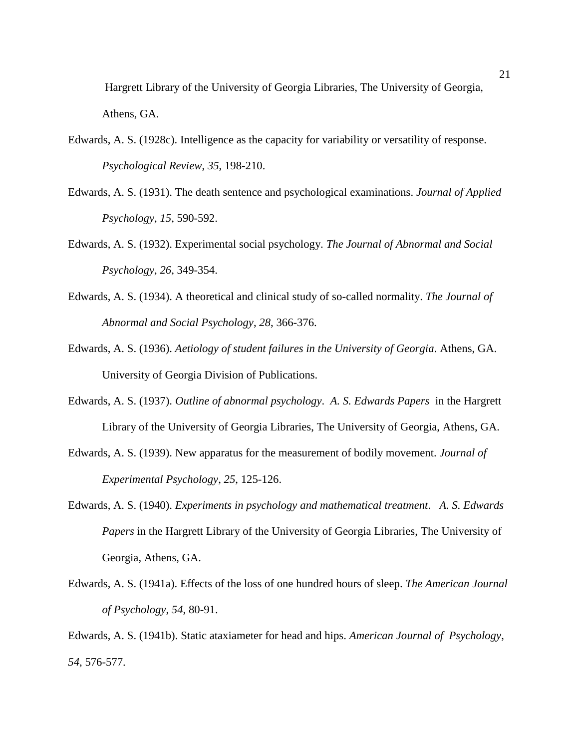Hargrett Library of the University of Georgia Libraries, The University of Georgia, Athens, GA.

Edwards, A. S. (1928c). Intelligence as the capacity for variability or versatility of response. *Psychological Review*, *35*, 198-210.

Edwards, A. S. (1931). The death sentence and psychological examinations. *Journal of Applied Psychology*, *15*, 590-592.

Edwards, A. S. (1932). Experimental social psychology. *The Journal of Abnormal and Social Psychology*, *26*, 349-354.

Edwards, A. S. (1934). A theoretical and clinical study of so-called normality. *The Journal of Abnormal and Social Psychology*, *28*, 366-376.

Edwards, A. S. (1936). *Aetiology of student failures in the University of Georgia*. Athens, GA. University of Georgia Division of Publications.

Edwards, A. S. (1937). *Outline of abnormal psychology*. *A. S. Edwards Papers* in the Hargrett Library of the University of Georgia Libraries, The University of Georgia, Athens, GA.

Edwards, A. S. (1939). New apparatus for the measurement of bodily movement. *Journal of Experimental Psychology*, *25*, 125-126.

Edwards, A. S. (1940). *Experiments in psychology and mathematical treatment*. *A. S. Edwards Papers* in the Hargrett Library of the University of Georgia Libraries, The University of Georgia, Athens, GA.

Edwards, A. S. (1941a). Effects of the loss of one hundred hours of sleep. *The American Journal of Psychology*, *54*, 80-91.

Edwards, A. S. (1941b). Static ataxiameter for head and hips. *American Journal of Psychology*, *54*, 576-577.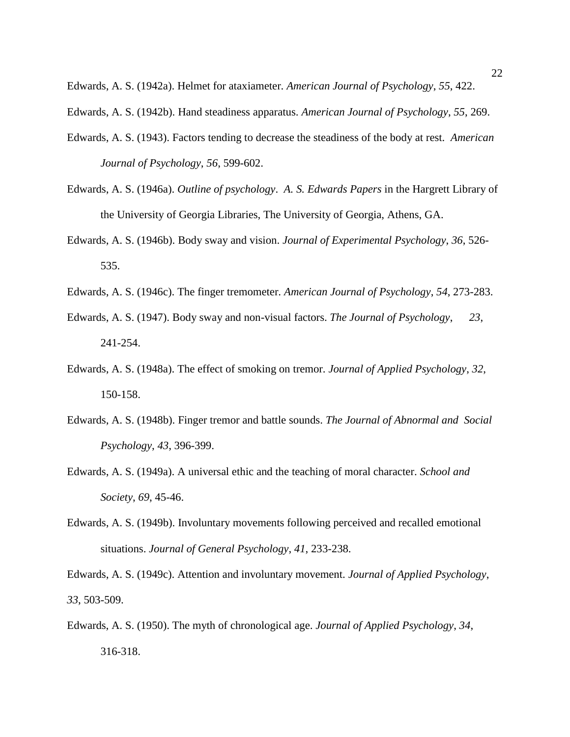Edwards, A. S. (1942a). Helmet for ataxiameter. *American Journal of Psychology*, *55*, 422.

Edwards, A. S. (1942b). Hand steadiness apparatus. *American Journal of Psychology*, *55*, 269.

Edwards, A. S. (1943). Factors tending to decrease the steadiness of the body at rest. *American Journal of Psychology*, *56*, 599-602.

Edwards, A. S. (1946a). *Outline of psychology*. *A. S. Edwards Papers* in the Hargrett Library of the University of Georgia Libraries, The University of Georgia, Athens, GA.

Edwards, A. S. (1946b). Body sway and vision. *Journal of Experimental Psychology*, *36*, 526-535.

Edwards, A. S. (1946c). The finger tremometer. *American Journal of Psychology*, *54*, 273-283.

Edwards, A. S. (1947). Body sway and non-visual factors. *The Journal of Psychology*, *23*, 241-254.

Edwards, A. S. (1948a). The effect of smoking on tremor. *Journal of Applied Psychology*, *32*, 150-158.

Edwards, A. S. (1948b). Finger tremor and battle sounds. *The Journal of Abnormal and Social Psychology*, *43*, 396-399.

Edwards, A. S. (1949a). A universal ethic and the teaching of moral character. *School and Society*, *69*, 45-46.

Edwards, A. S. (1949b). Involuntary movements following perceived and recalled emotional situations. *Journal of General Psychology*, *41*, 233-238.

Edwards, A. S. (1949c). Attention and involuntary movement. *Journal of Applied Psychology*, *33*, 503-509.

Edwards, A. S. (1950). The myth of chronological age. *Journal of Applied Psychology*, *34*, 316-318.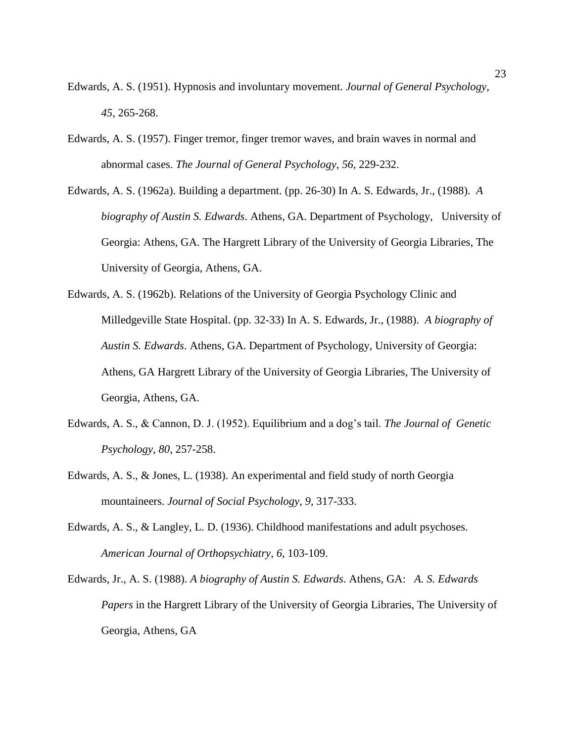Edwards, A. S. (1951). Hypnosis and involuntary movement. *Journal of General Psychology*, *45*, 265-268.

Edwards, A. S. (1957). Finger tremor, finger tremor waves, and brain waves in normal and abnormal cases. *The Journal of General Psychology*, *56*, 229-232.

Edwards, A. S. (1962a). Building a department. (pp. 26-30) In A. S. Edwards, Jr., (1988). *A biography of Austin S. Edwards*. Athens, GA. Department of Psychology, University of Georgia: Athens, GA. The Hargrett Library of the University of Georgia Libraries, The University of Georgia, Athens, GA.

Edwards, A. S. (1962b). Relations of the University of Georgia Psychology Clinic and Milledgeville State Hospital. (pp. 32-33) In A. S. Edwards, Jr., (1988). *A biography of Austin S. Edwards*. Athens, GA. Department of Psychology, University of Georgia: Athens, GA Hargrett Library of the University of Georgia Libraries, The University of Georgia, Athens, GA.

Edwards, A. S., & Cannon, D. J. (1952). Equilibrium and a dog's tail. *The Journal of Genetic Psychology*, *80*, 257-258.

Edwards, A. S., & Jones, L. (1938). An experimental and field study of north Georgia mountaineers. *Journal of Social Psychology*, *9*, 317-333.

Edwards, A. S., & Langley, L. D. (1936). Childhood manifestations and adult psychoses. *American Journal of Orthopsychiatry*, *6*, 103-109.

Edwards, Jr., A. S. (1988). *A biography of Austin S. Edwards*. Athens, GA: *A. S. Edwards Papers* in the Hargrett Library of the University of Georgia Libraries, The University of Georgia, Athens, GA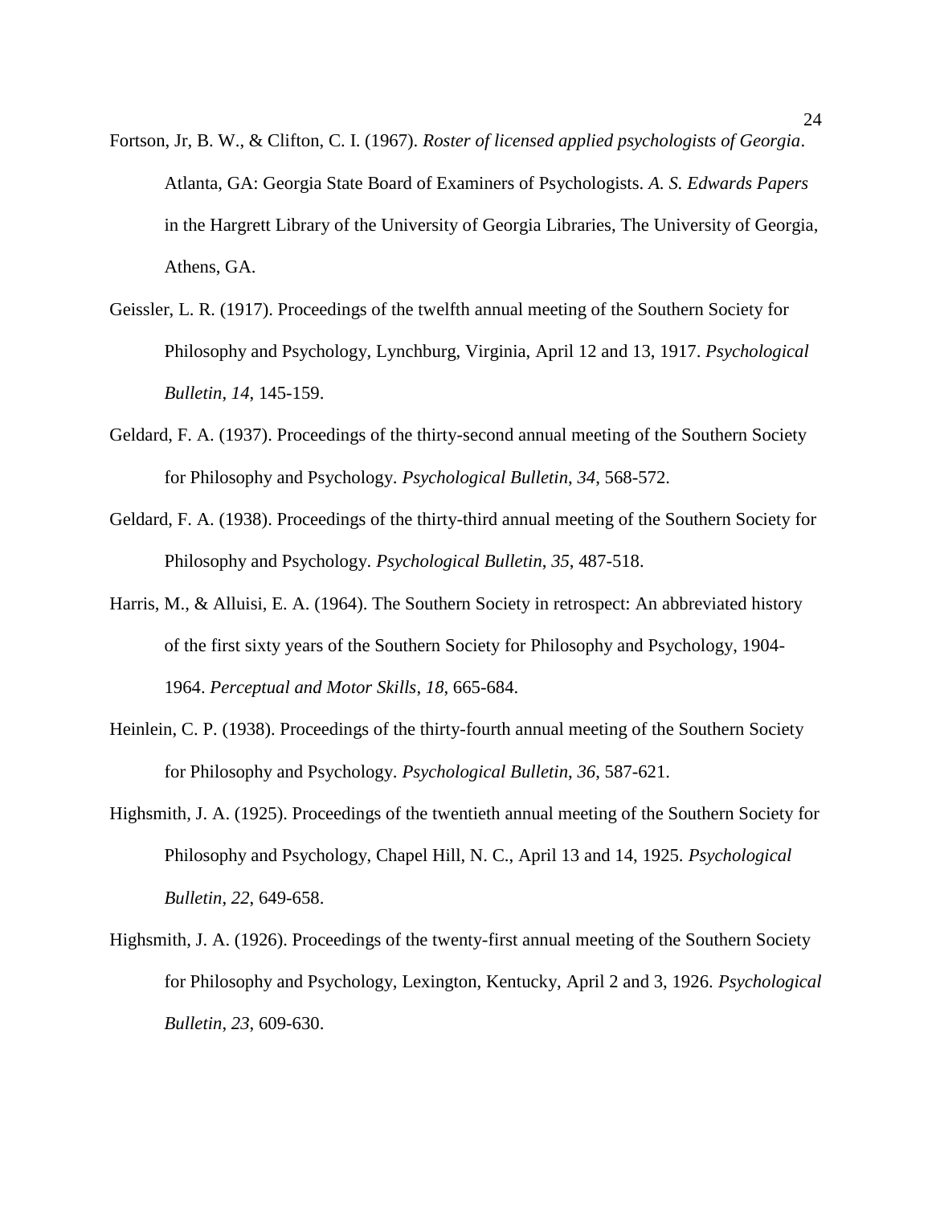Fortson, Jr, B. W., & Clifton, C. I. (1967). *Roster of licensed applied psychologists of Georgia*. Atlanta, GA: Georgia State Board of Examiners of Psychologists. *A. S. Edwards Papers* in the Hargrett Library of the University of Georgia Libraries, The University of Georgia, Athens, GA.

Geissler, L. R. (1917). Proceedings of the twelfth annual meeting of the Southern Society for Philosophy and Psychology, Lynchburg, Virginia, April 12 and 13, 1917. *Psychological Bulletin*, *14*, 145-159.

Geldard, F. A. (1937). Proceedings of the thirty-second annual meeting of the Southern Society for Philosophy and Psychology. *Psychological Bulletin*, *34*, 568-572.

Geldard, F. A. (1938). Proceedings of the thirty-third annual meeting of the Southern Society for Philosophy and Psychology. *Psychological Bulletin*, *35*, 487-518.

Harris, M., & Alluisi, E. A. (1964). The Southern Society in retrospect: An abbreviated history of the first sixty years of the Southern Society for Philosophy and Psychology, 1904-1964. *Perceptual and Motor Skills*, *18*, 665-684.

Heinlein, C. P. (1938). Proceedings of the thirty-fourth annual meeting of the Southern Society for Philosophy and Psychology. *Psychological Bulletin*, *36*, 587-621.

Highsmith, J. A. (1925). Proceedings of the twentieth annual meeting of the Southern Society for Philosophy and Psychology, Chapel Hill, N. C., April 13 and 14, 1925. *Psychological Bulletin*, *22*, 649-658.

Highsmith, J. A. (1926). Proceedings of the twenty-first annual meeting of the Southern Society for Philosophy and Psychology, Lexington, Kentucky, April 2 and 3, 1926. *Psychological Bulletin*, *23*, 609-630.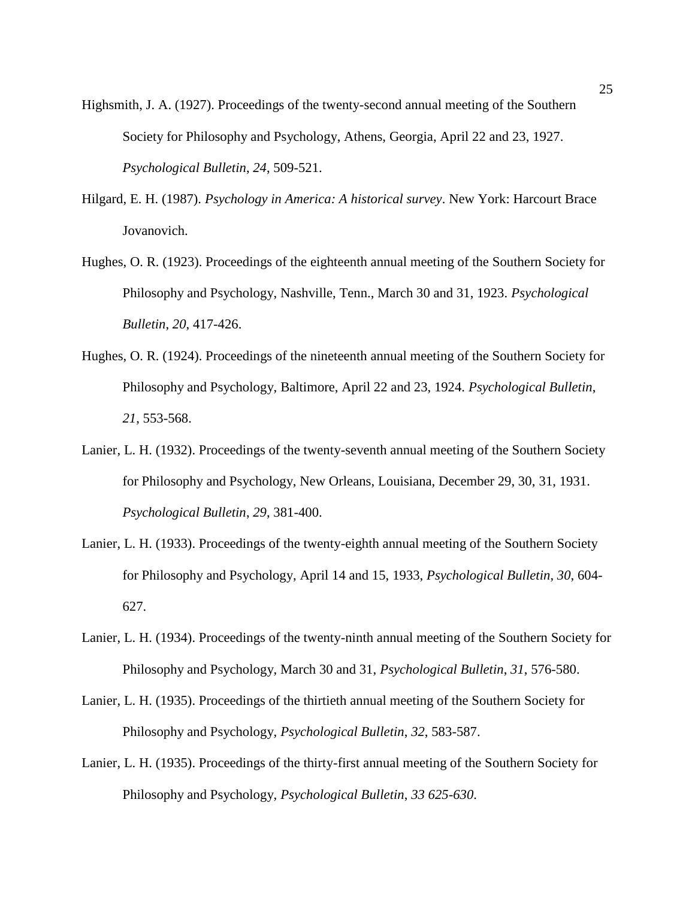Highsmith, J. A. (1927). Proceedings of the twenty-second annual meeting of the Southern Society for Philosophy and Psychology, Athens, Georgia, April 22 and 23, 1927. *Psychological Bulletin*, *24*, 509-521.

Hilgard, E. H. (1987). *Psychology in America: A historical survey*. New York: Harcourt Brace Jovanovich.

Hughes, O. R. (1923). Proceedings of the eighteenth annual meeting of the Southern Society for Philosophy and Psychology, Nashville, Tenn., March 30 and 31, 1923. *Psychological Bulletin*, *20*, 417-426.

Hughes, O. R. (1924). Proceedings of the nineteenth annual meeting of the Southern Society for Philosophy and Psychology, Baltimore, April 22 and 23, 1924. *Psychological Bulletin*, *21*, 553-568.

Lanier, L. H. (1932). Proceedings of the twenty-seventh annual meeting of the Southern Society for Philosophy and Psychology, New Orleans, Louisiana, December 29, 30, 31, 1931. *Psychological Bulletin*, *29*, 381-400.

Lanier, L. H. (1933). Proceedings of the twenty-eighth annual meeting of the Southern Society for Philosophy and Psychology, April 14 and 15, 1933, *Psychological Bulletin*, *30*, 604-627.

Lanier, L. H. (1934). Proceedings of the twenty-ninth annual meeting of the Southern Society for Philosophy and Psychology, March 30 and 31, *Psychological Bulletin*, *31*, 576-580.

Lanier, L. H. (1935). Proceedings of the thirtieth annual meeting of the Southern Society for Philosophy and Psychology, *Psychological Bulletin*, *32*, 583-587.

Lanier, L. H. (1935). Proceedings of the thirty-first annual meeting of the Southern Society for Philosophy and Psychology, *Psychological Bulletin*, *33 625-630*.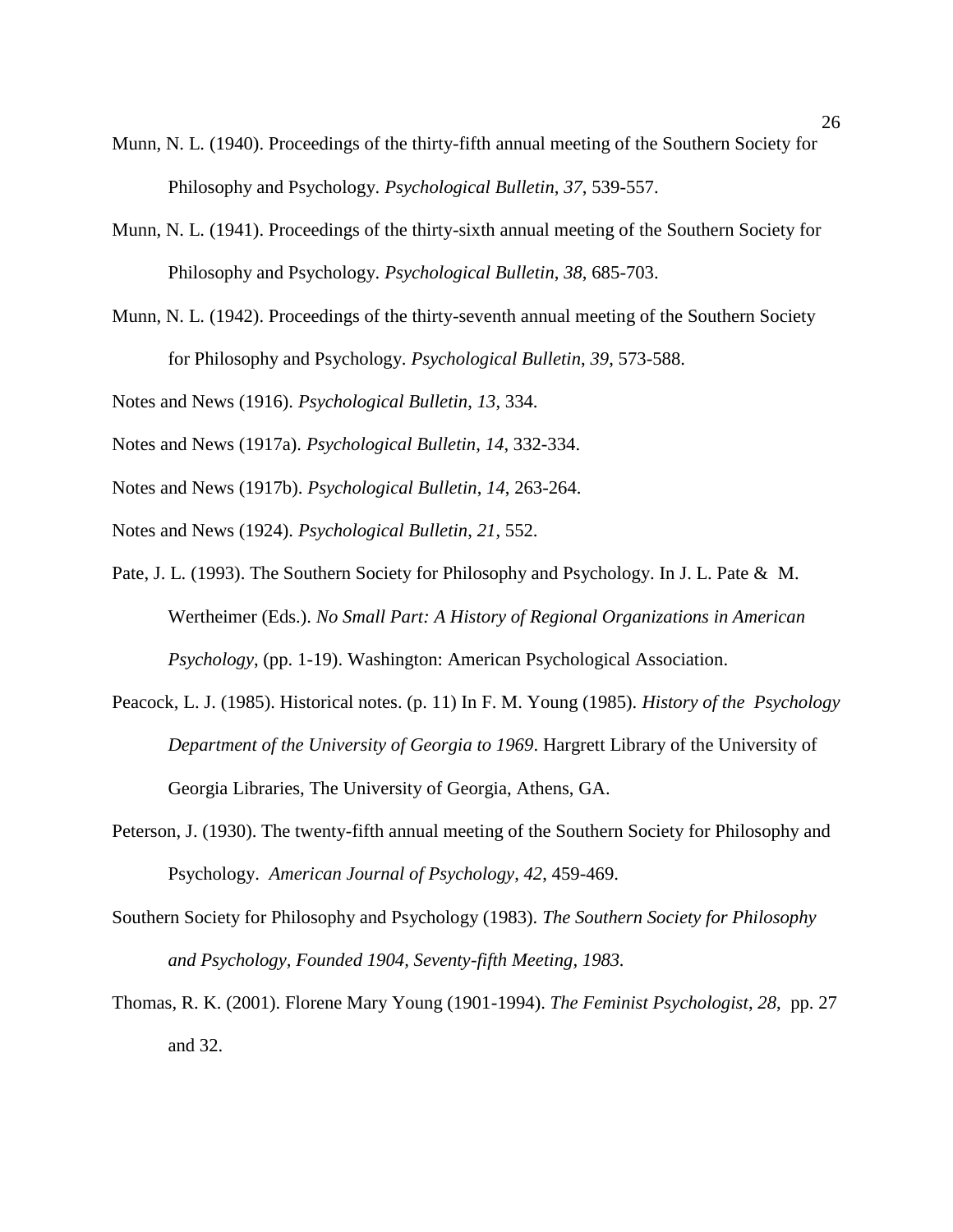Munn, N. L. (1940). Proceedings of the thirty-fifth annual meeting of the Southern Society for Philosophy and Psychology. *Psychological Bulletin*, *37*, 539-557.

Munn, N. L. (1941). Proceedings of the thirty-sixth annual meeting of the Southern Society for Philosophy and Psychology. *Psychological Bulletin*, *38*, 685-703.

Munn, N. L. (1942). Proceedings of the thirty-seventh annual meeting of the Southern Society for Philosophy and Psychology. *Psychological Bulletin*, *39*, 573-588.

Notes and News (1916). *Psychological Bulletin*, *13*, 334.

Notes and News (1917a). *Psychological Bulletin*, *14*, 332-334.

Notes and News (1917b). *Psychological Bulletin, 14*, 263-264.

Notes and News (1924). *Psychological Bulletin, 21*, 552.

Pate, J. L. (1993). The Southern Society for Philosophy and Psychology. In J. L. Pate & M. Wertheimer (Eds.). *No Small Part: A History of Regional Organizations in American Psychology*, (pp. 1-19). Washington: American Psychological Association.

Peacock, L. J. (1985). Historical notes. (p. 11) In F. M. Young (1985). *History of the Psychology Department of the University of Georgia to 1969*. Hargrett Library of the University of Georgia Libraries, The University of Georgia, Athens, GA.

Peterson, J. (1930). The twenty-fifth annual meeting of the Southern Society for Philosophy and Psychology. *American Journal of Psychology*, *42*, 459-469.

Southern Society for Philosophy and Psychology (1983). *The Southern Society for Philosophy and Psychology, Founded 1904, Seventy-fifth Meeting, 1983.*

Thomas, R. K. (2001). Florene Mary Young (1901-1994). *The Feminist Psychologist*, *28*, pp. 27 and 32.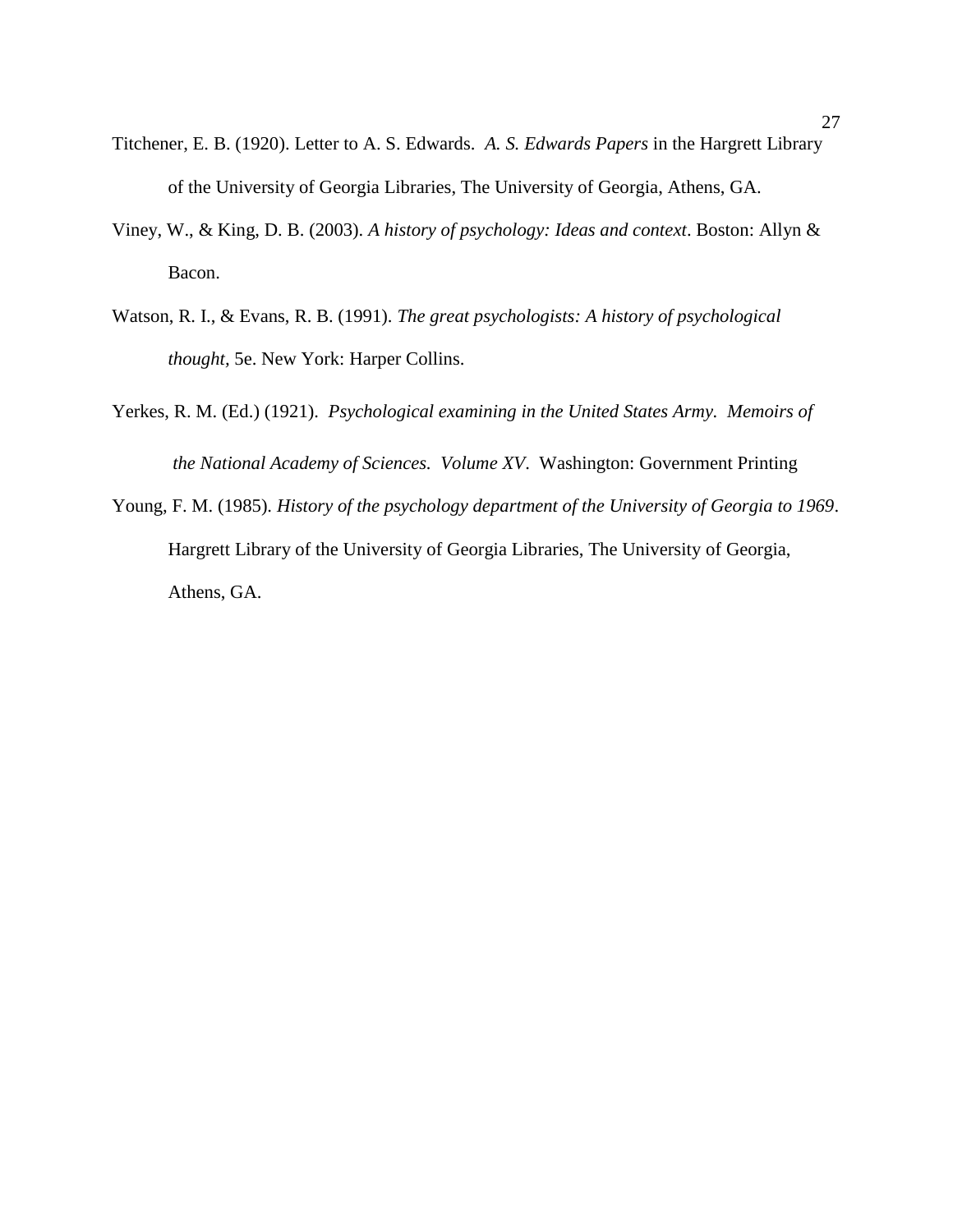Titchener, E. B. (1920). Letter to A. S. Edwards. *A. S. Edwards Papers* in the Hargrett Library of the University of Georgia Libraries, The University of Georgia, Athens, GA.

Viney, W., & King, D. B. (2003). *A history of psychology: Ideas and context*. Boston: Allyn & Bacon.

Watson, R. I., & Evans, R. B. (1991). *The great psychologists: A history of psychological thought,* 5e. New York: Harper Collins.

Yerkes, R. M. (Ed.) (1921). *Psychological examining in the United States Army. Memoirs of the National Academy of Sciences. Volume XV*. Washington: Government Printing

Young, F. M. (1985). *History of the psychology department of the University of Georgia to 1969*. Hargrett Library of the University of Georgia Libraries, The University of Georgia, Athens, GA.